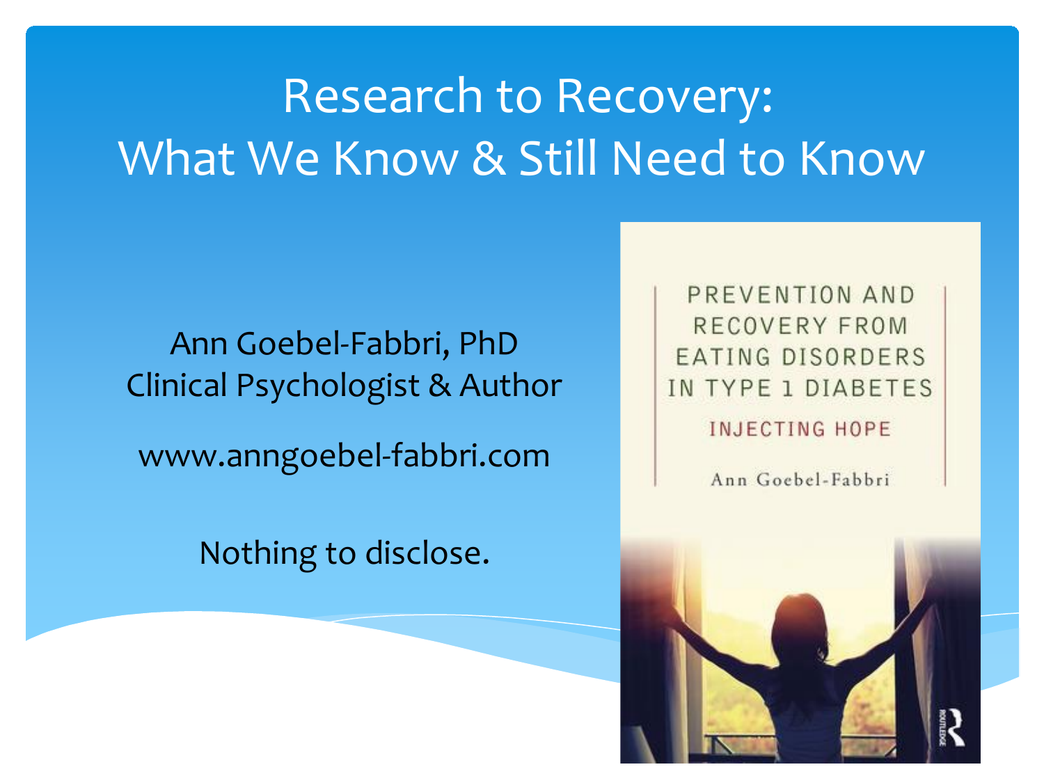# Research to Recovery: What We Know & Still Need to Know

Ann Goebel-Fabbri, PhD
Clinical Psychologist & Author

www.anngoebel-fabbri.com

Nothing to disclose.

PREVENTION AND RECOVERY FROM EATING DISORDERS IN TYPE 1 DIABETES

INJECTING HOPE

Ann Goebel-Fabbri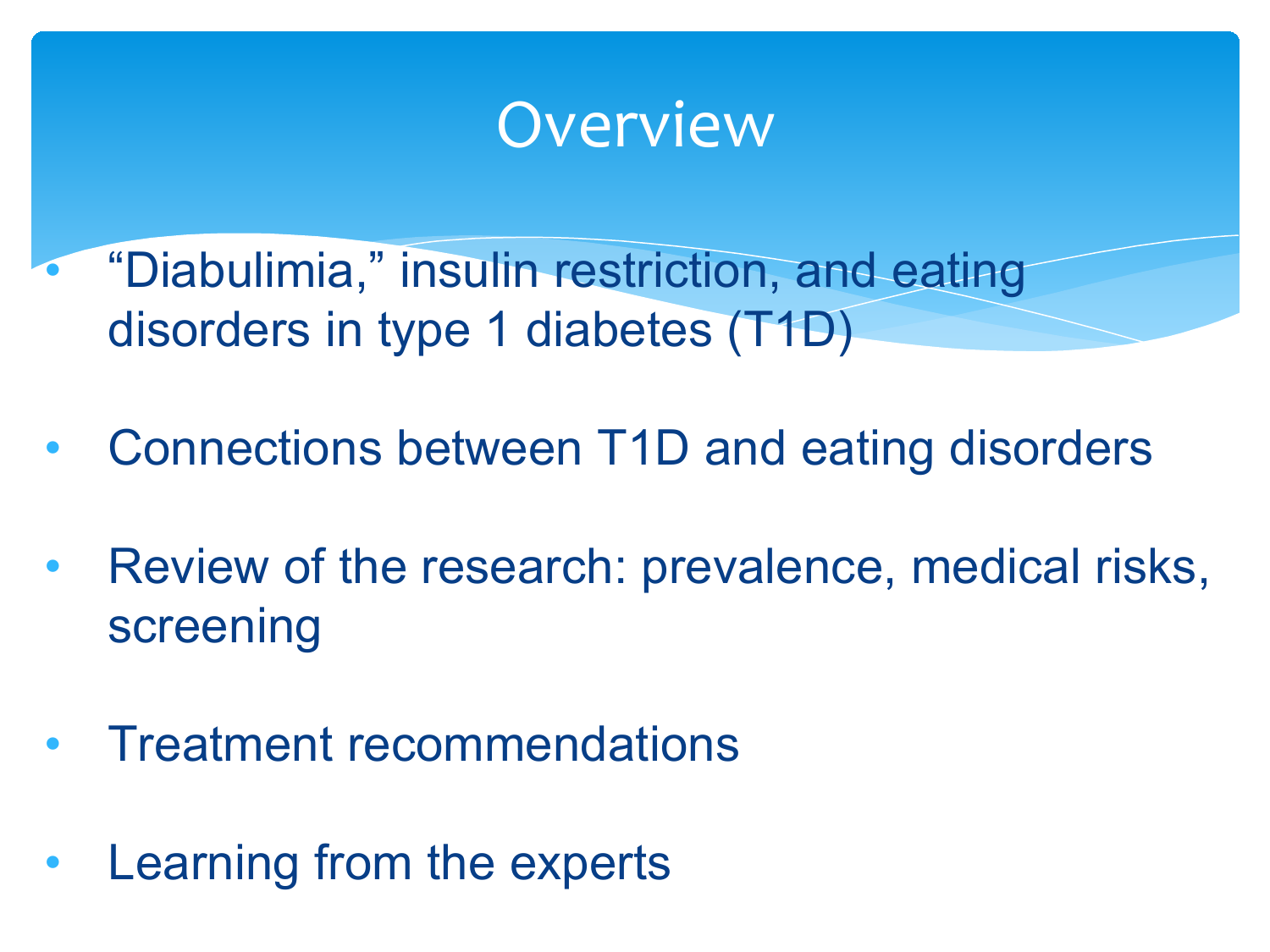# Overview

- “Diabulimia,” insulin restriction, and eating disorders in type 1 diabetes (T1D)
- Connections between T1D and eating disorders
- Review of the research: prevalence, medical risks, screening
- Treatment recommendations
- Learning from the experts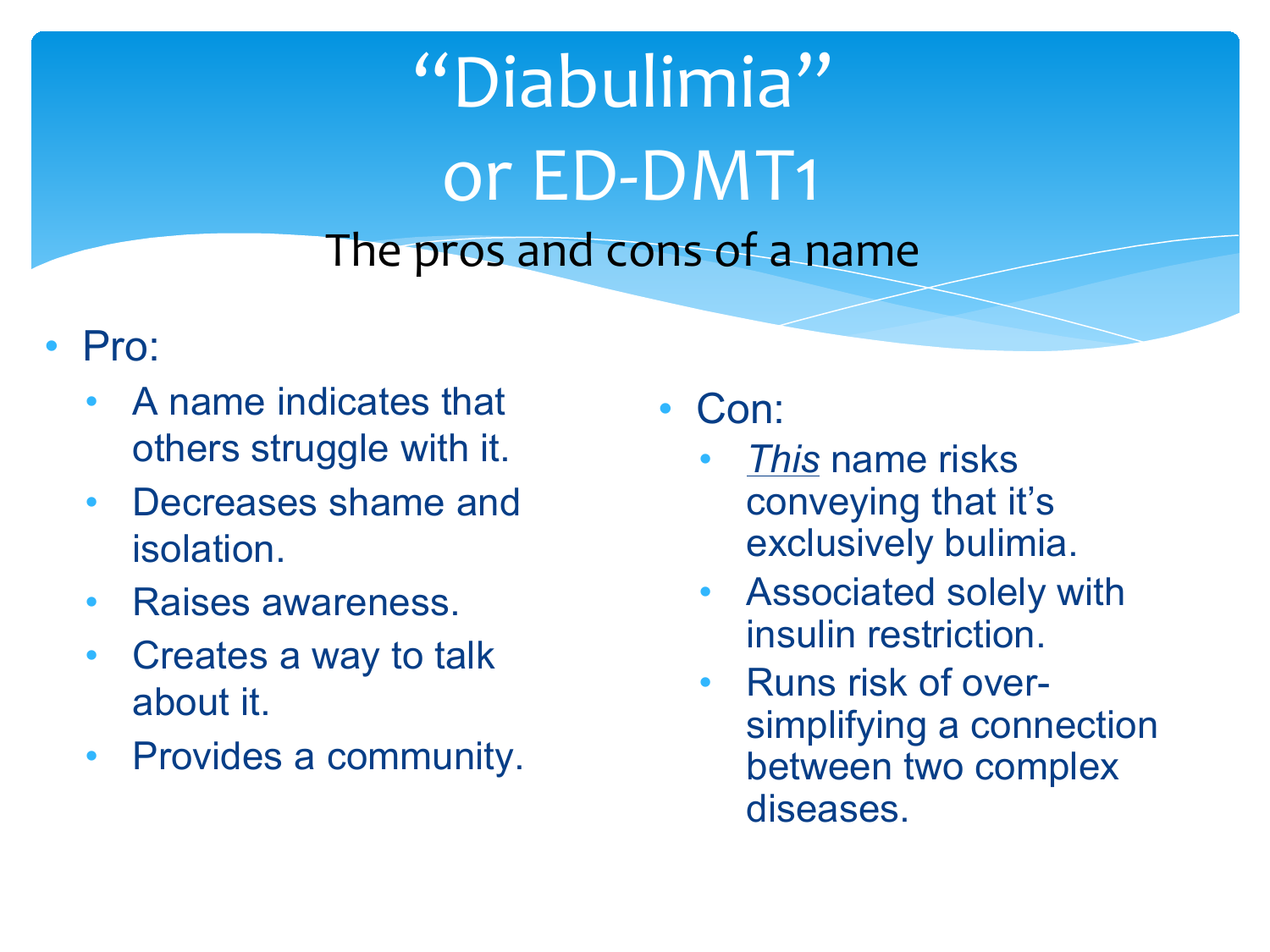# "Diabulimia" or ED-DMT1

## The pros and cons of a name

- Pro:
  - A name indicates that others struggle with it.
  - Decreases shame and isolation.
  - Raises awareness.
  - Creates a way to talk about it.
  - Provides a community.
- Con:
  - *This* name risks conveying that it's exclusively bulimia.
  - Associated solely with insulin restriction.
  - Runs risk of over-simplifying a connection between two complex diseases.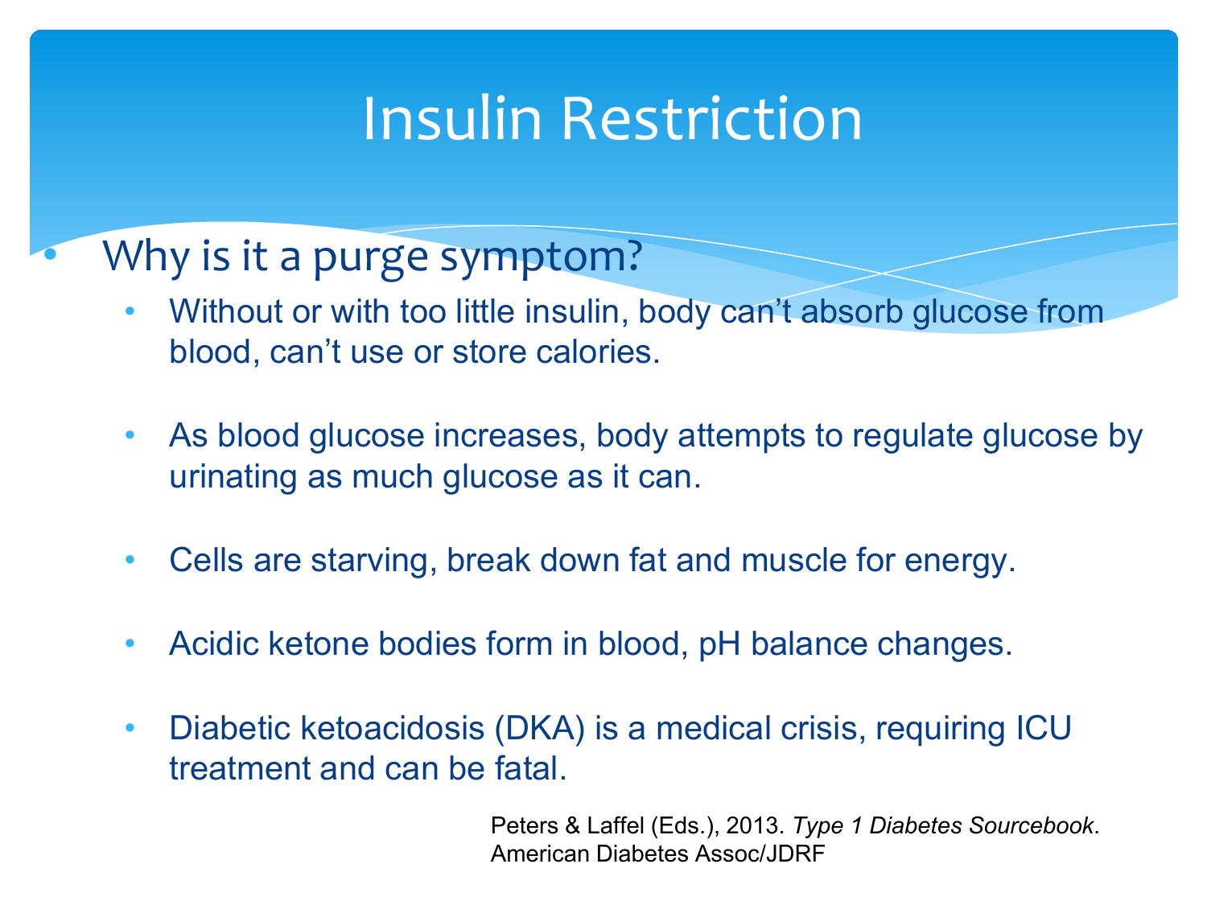# Insulin Restriction

- Why is it a purge symptom?
  - Without or with too little insulin, body can't absorb glucose from blood, can't use or store calories.
  - As blood glucose increases, body attempts to regulate glucose by urinating as much glucose as it can.
  - Cells are starving, break down fat and muscle for energy.
  - Acidic ketone bodies form in blood, pH balance changes.
  - Diabetic ketoacidosis (DKA) is a medical crisis, requiring ICU treatment and can be fatal.

Peters & Laffel (Eds.), 2013. *Type 1 Diabetes Sourcebook*. American Diabetes Assoc/JDRF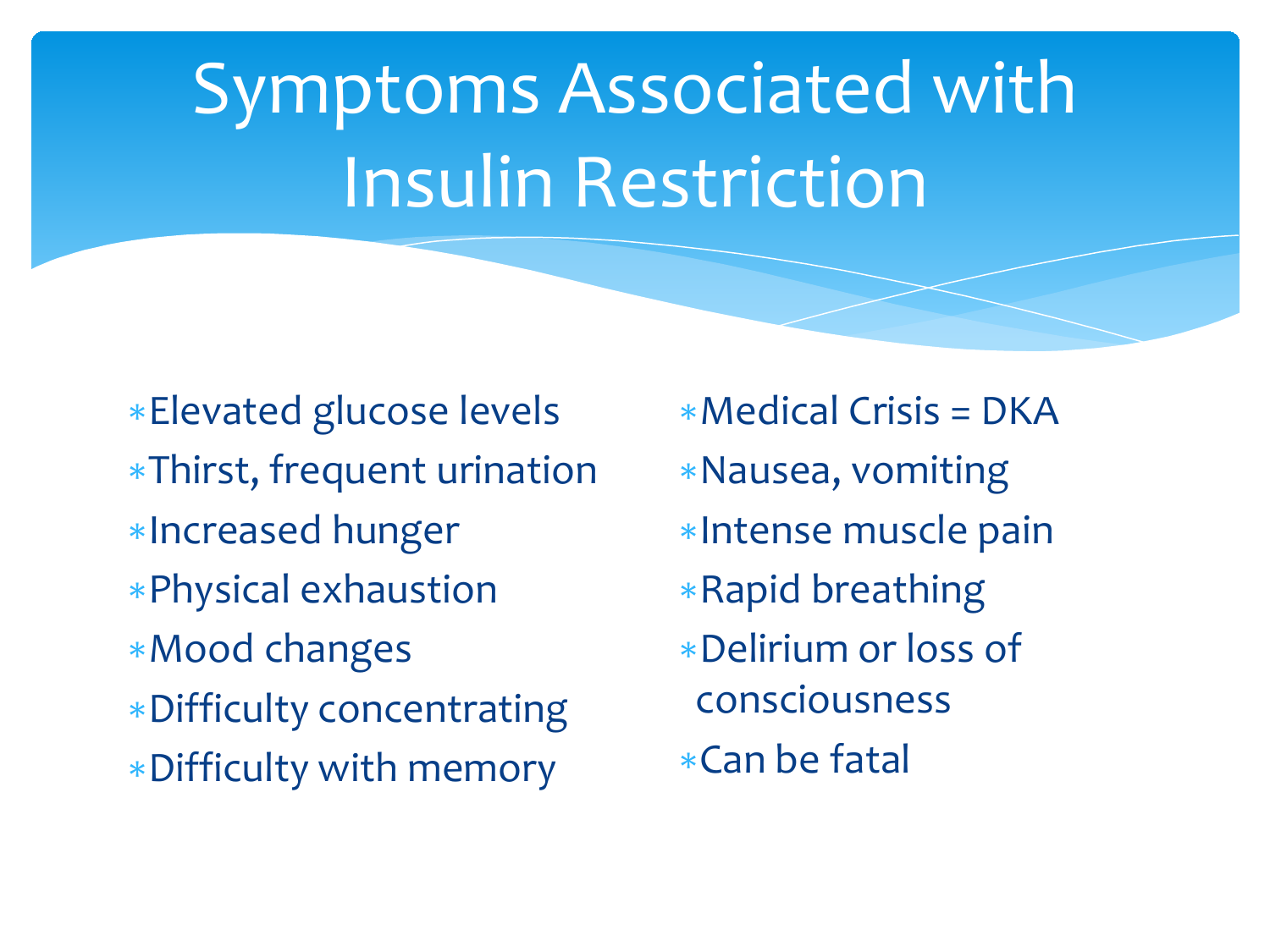# Symptoms Associated with Insulin Restriction

- Elevated glucose levels
- Thirst, frequent urination
- Increased hunger
- Physical exhaustion
- Mood changes
- Difficulty concentrating
- Difficulty with memory

- Medical Crisis = DKA
- Nausea, vomiting
- Intense muscle pain
- Rapid breathing
- Delirium or loss of consciousness
- Can be fatal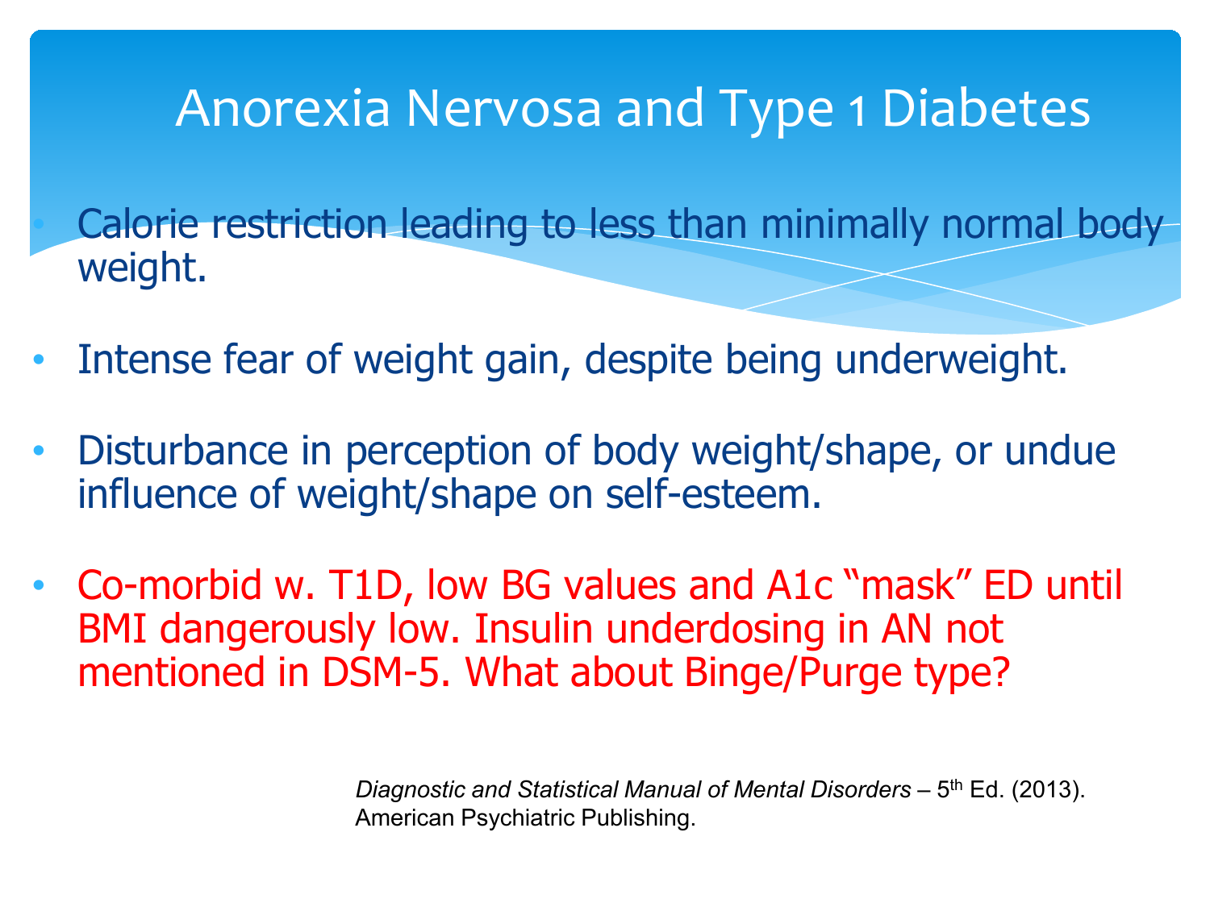# Anorexia Nervosa and Type 1 Diabetes

- Calorie restriction leading to less than minimally normal body weight.
- Intense fear of weight gain, despite being underweight.
- Disturbance in perception of body weight/shape, or undue influence of weight/shape on self-esteem.
- Co-morbid w. T1D, low BG values and A1c “mask” ED until BMI dangerously low. Insulin underdosing in AN not mentioned in DSM-5. What about Binge/Purge type?

*Diagnostic and Statistical Manual of Mental Disorders* – 5th Ed. (2013). American Psychiatric Publishing.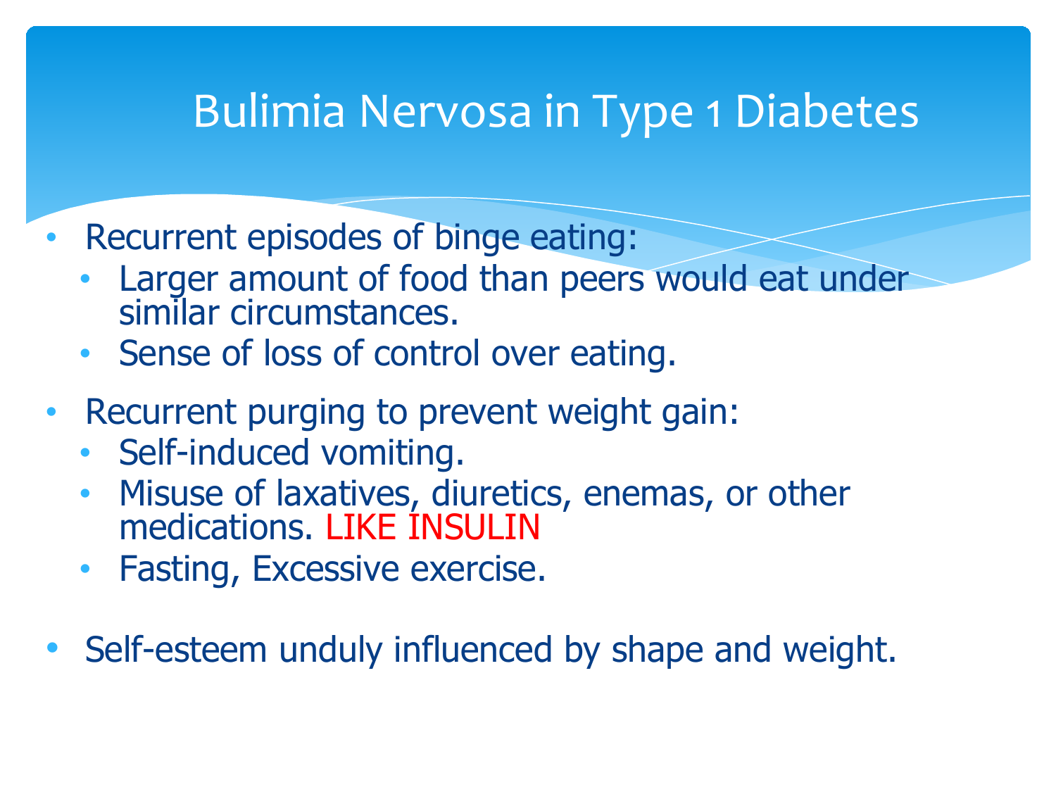# Bulimia Nervosa in Type 1 Diabetes

- Recurrent episodes of binge eating:
  - Larger amount of food than peers would eat under similar circumstances.
  - Sense of loss of control over eating.
- Recurrent purging to prevent weight gain:
  - Self-induced vomiting.
  - Misuse of laxatives, diuretics, enemas, or other medications. LIKE INSULIN
  - Fasting, Excessive exercise.
- Self-esteem unduly influenced by shape and weight.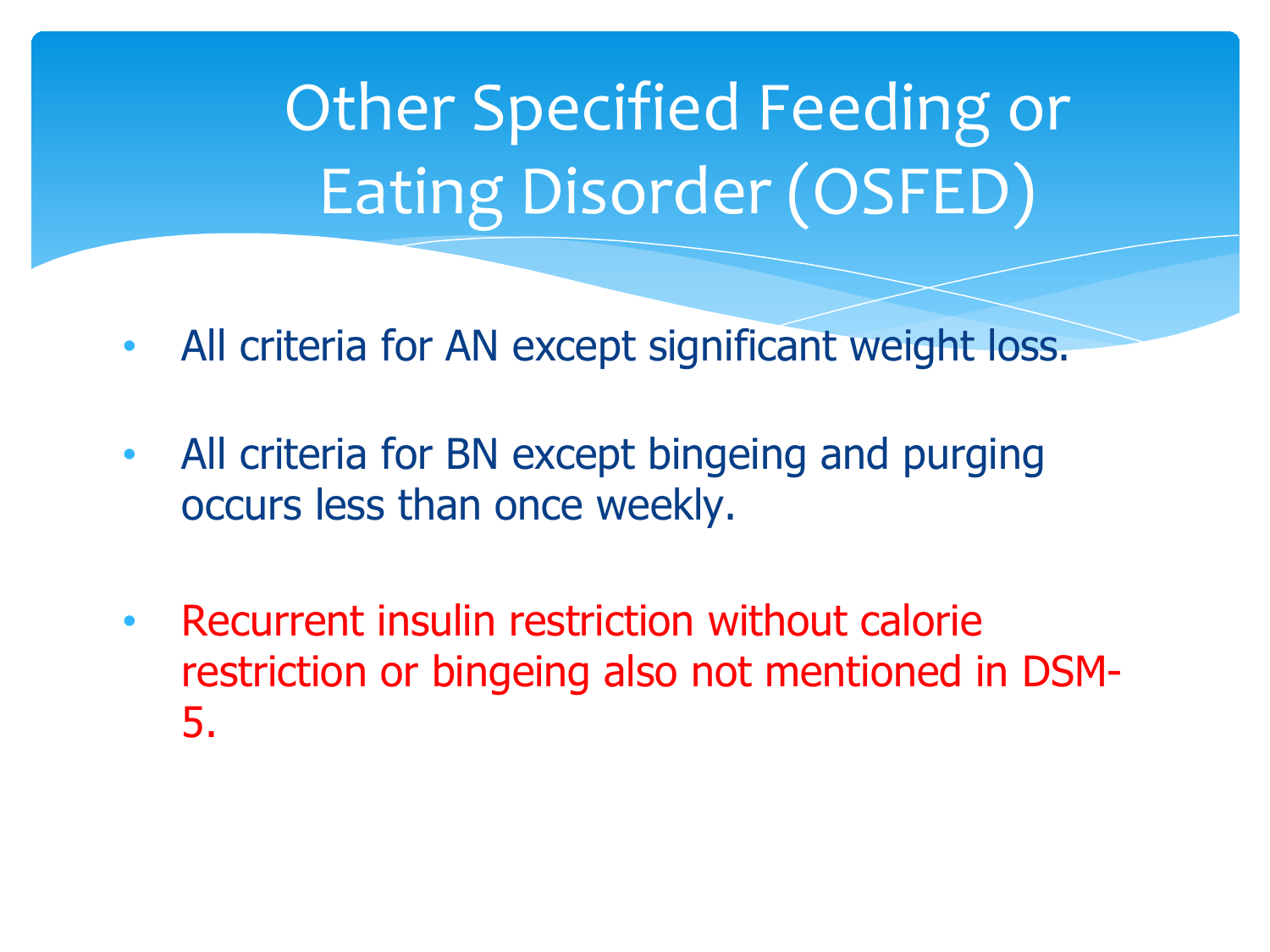# Other Specified Feeding or Eating Disorder (OSFED)

- All criteria for AN except significant weight loss.
- All criteria for BN except bingeing and purging occurs less than once weekly.
- Recurrent insulin restriction without calorie restriction or bingeing also not mentioned in DSM-5.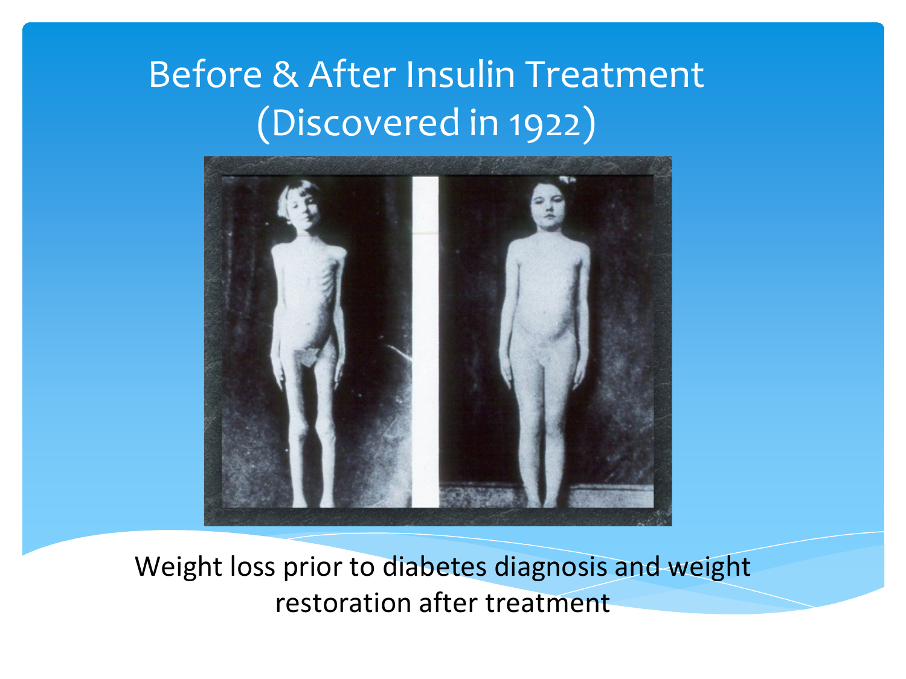# Before & After Insulin Treatment (Discovered in 1922)

Weight loss prior to diabetes diagnosis and weight restoration after treatment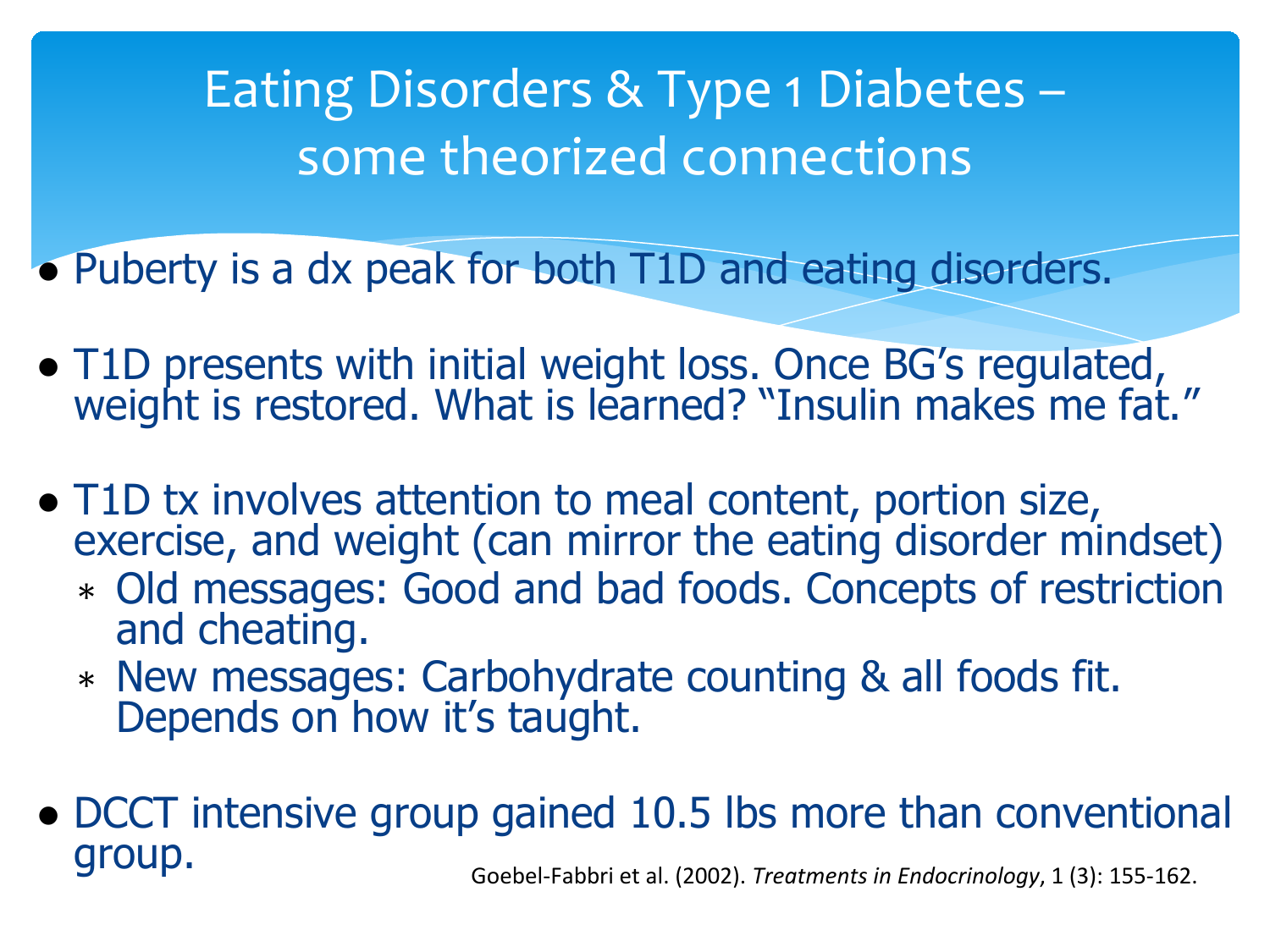# Eating Disorders & Type 1 Diabetes – some theorized connections

- Puberty is a dx peak for both T1D and eating disorders.
- T1D presents with initial weight loss. Once BG's regulated, weight is restored. What is learned? "Insulin makes me fat."
- T1D tx involves attention to meal content, portion size, exercise, and weight (can mirror the eating disorder mindset)
  - Old messages: Good and bad foods. Concepts of restriction and cheating.
  - New messages: Carbohydrate counting & all foods fit. Depends on how it's taught.
- DCCT intensive group gained 10.5 lbs more than conventional group.

Goebel-Fabbri et al. (2002). *Treatments in Endocrinology*, 1 (3): 155-162.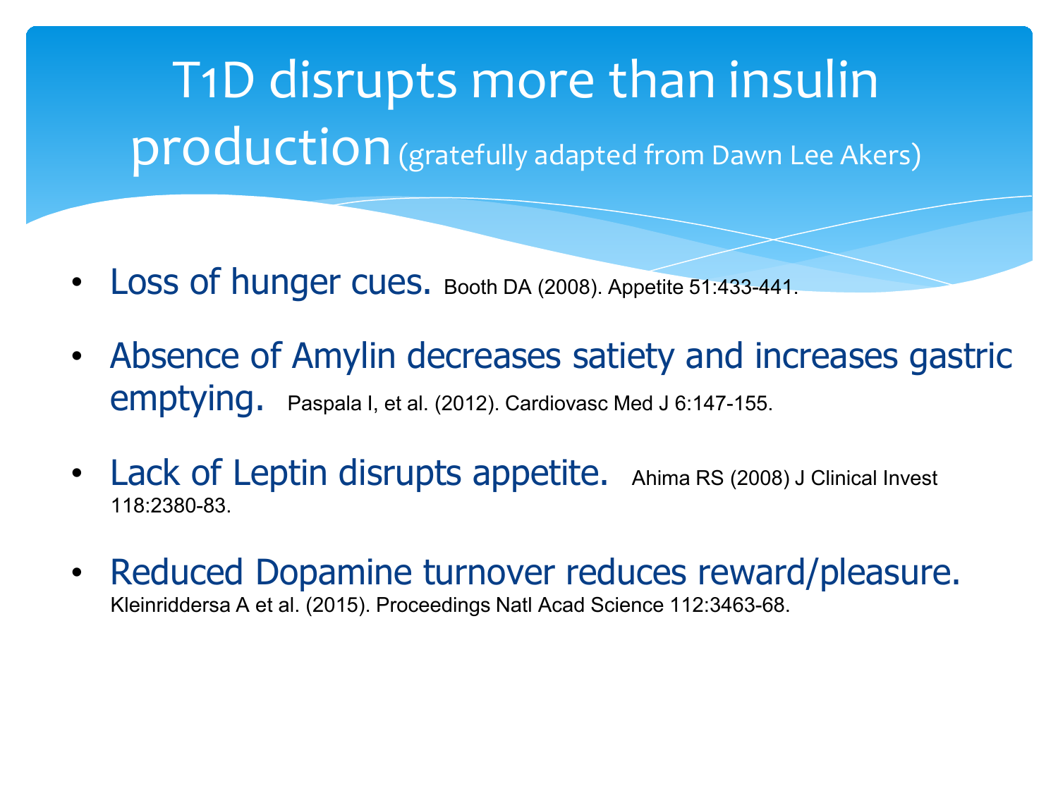# T1D disrupts more than insulin production (gratefully adapted from Dawn Lee Akers)

- Loss of hunger cues. Booth DA (2008). Appetite 51:433-441.
- Absence of Amylin decreases satiety and increases gastric emptying. Paspala I, et al. (2012). Cardiovasc Med J 6:147-155.
- Lack of Leptin disrupts appetite. Ahima RS (2008) J Clinical Invest 118:2380-83.
- Reduced Dopamine turnover reduces reward/pleasure. Kleinriddersa A et al. (2015). Proceedings Natl Acad Science 112:3463-68.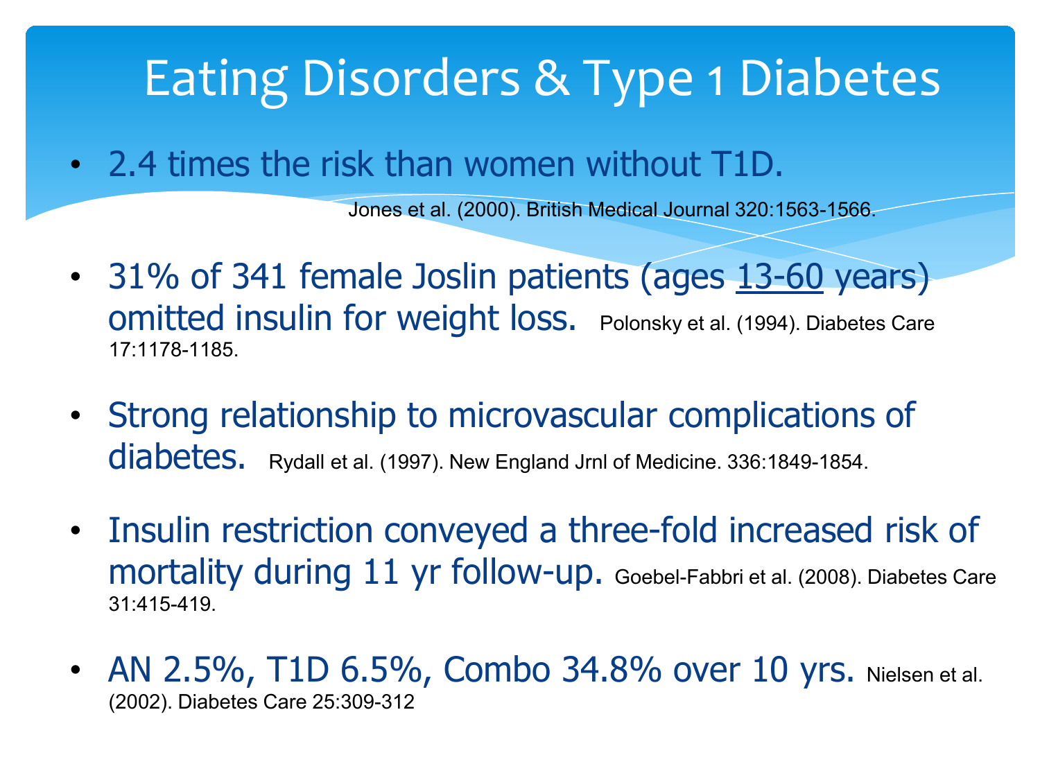# Eating Disorders & Type 1 Diabetes

- 2.4 times the risk than women without T1D.

  Jones et al. (2000). British Medical Journal 320:1563-1566.

- 31% of 341 female Joslin patients (ages 13-60 years) omitted insulin for weight loss. Polonsky et al. (1994). Diabetes Care 17:1178-1185.

- Strong relationship to microvascular complications of diabetes. Rydall et al. (1997). New England Jrnl of Medicine. 336:1849-1854.

- Insulin restriction conveyed a three-fold increased risk of mortality during 11 yr follow-up. Goebel-Fabbri et al. (2008). Diabetes Care 31:415-419.

- AN 2.5%, T1D 6.5%, Combo 34.8% over 10 yrs. Nielsen et al. (2002). Diabetes Care 25:309-312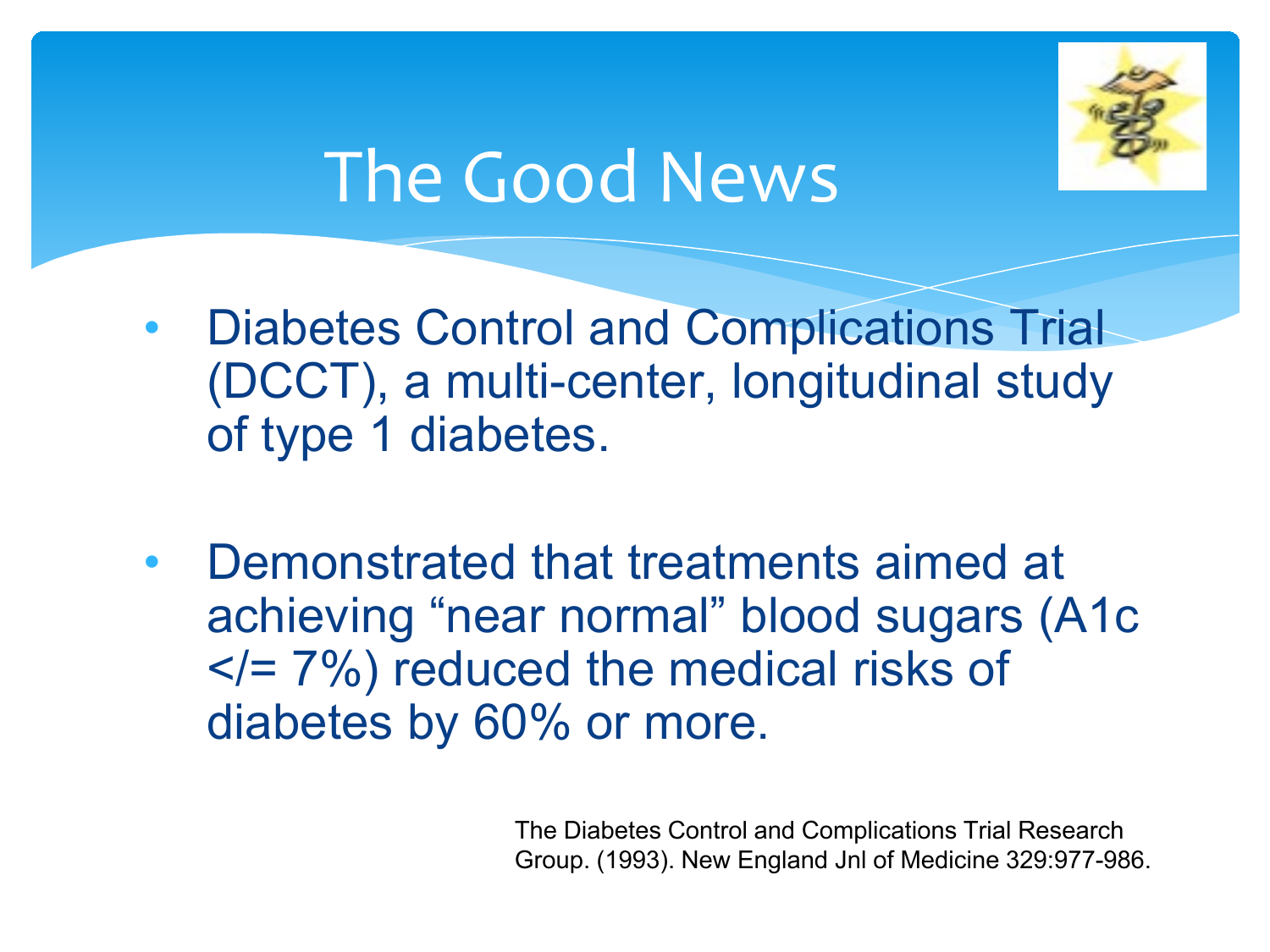# The Good News

- Diabetes Control and Complications Trial (DCCT), a multi-center, longitudinal study of type 1 diabetes.

- Demonstrated that treatments aimed at achieving “near normal” blood sugars (A1c </= 7%) reduced the medical risks of diabetes by 60% or more.

The Diabetes Control and Complications Trial Research Group. (1993). New England Jnl of Medicine 329:977-986.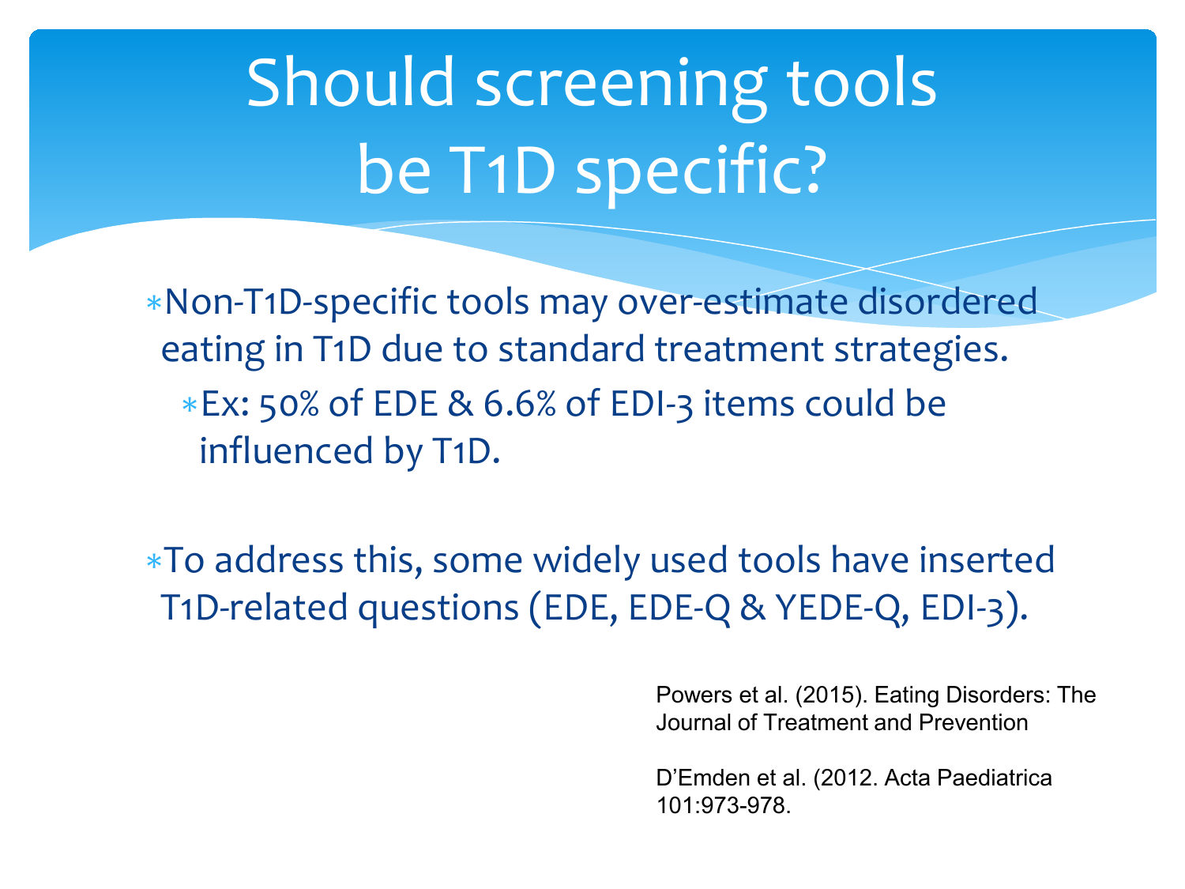# Should screening tools be T1D specific?

- Non-T1D-specific tools may over-estimate disordered eating in T1D due to standard treatment strategies.
  - Ex: 50% of EDE & 6.6% of EDI-3 items could be influenced by T1D.

- To address this, some widely used tools have inserted T1D-related questions (EDE, EDE-Q & YEDE-Q, EDI-3).

Powers et al. (2015). Eating Disorders: The Journal of Treatment and Prevention

D'Emden et al. (2012. Acta Paediatrica 101:973-978.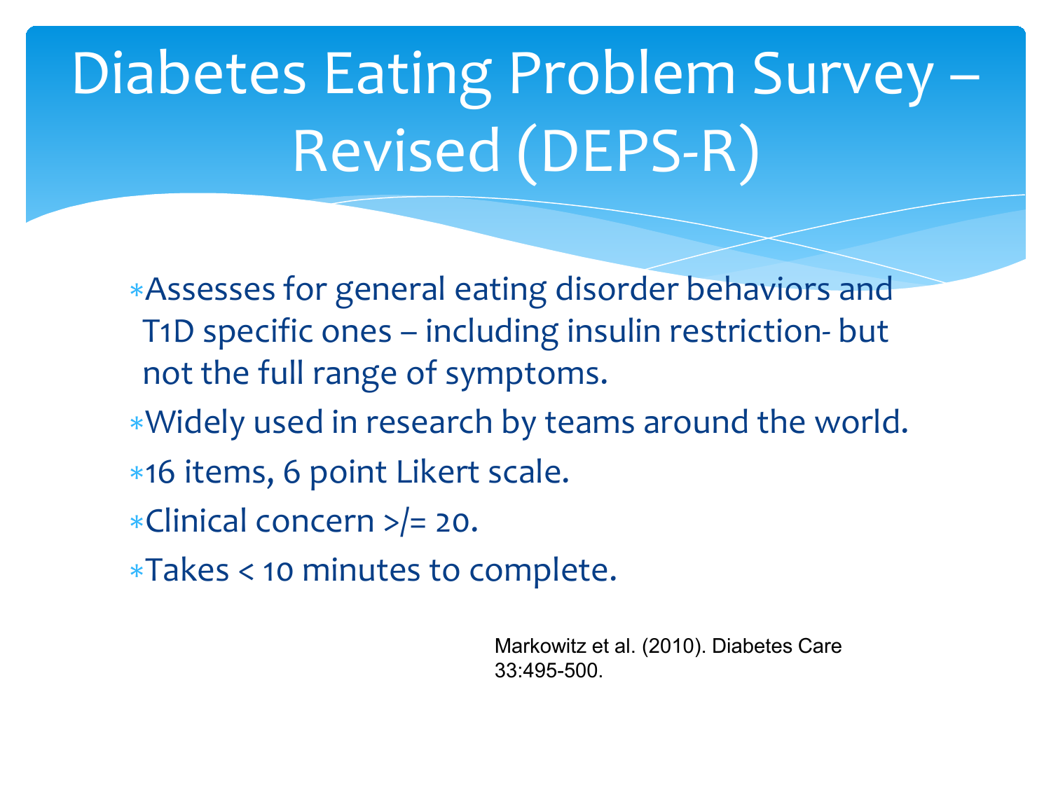# Diabetes Eating Problem Survey – Revised (DEPS-R)

- Assesses for general eating disorder behaviors and T1D specific ones – including insulin restriction- but not the full range of symptoms.
- Widely used in research by teams around the world.
- 16 items, 6 point Likert scale.
- Clinical concern >/= 20.
- Takes < 10 minutes to complete.

Markowitz et al. (2010). Diabetes Care 33:495-500.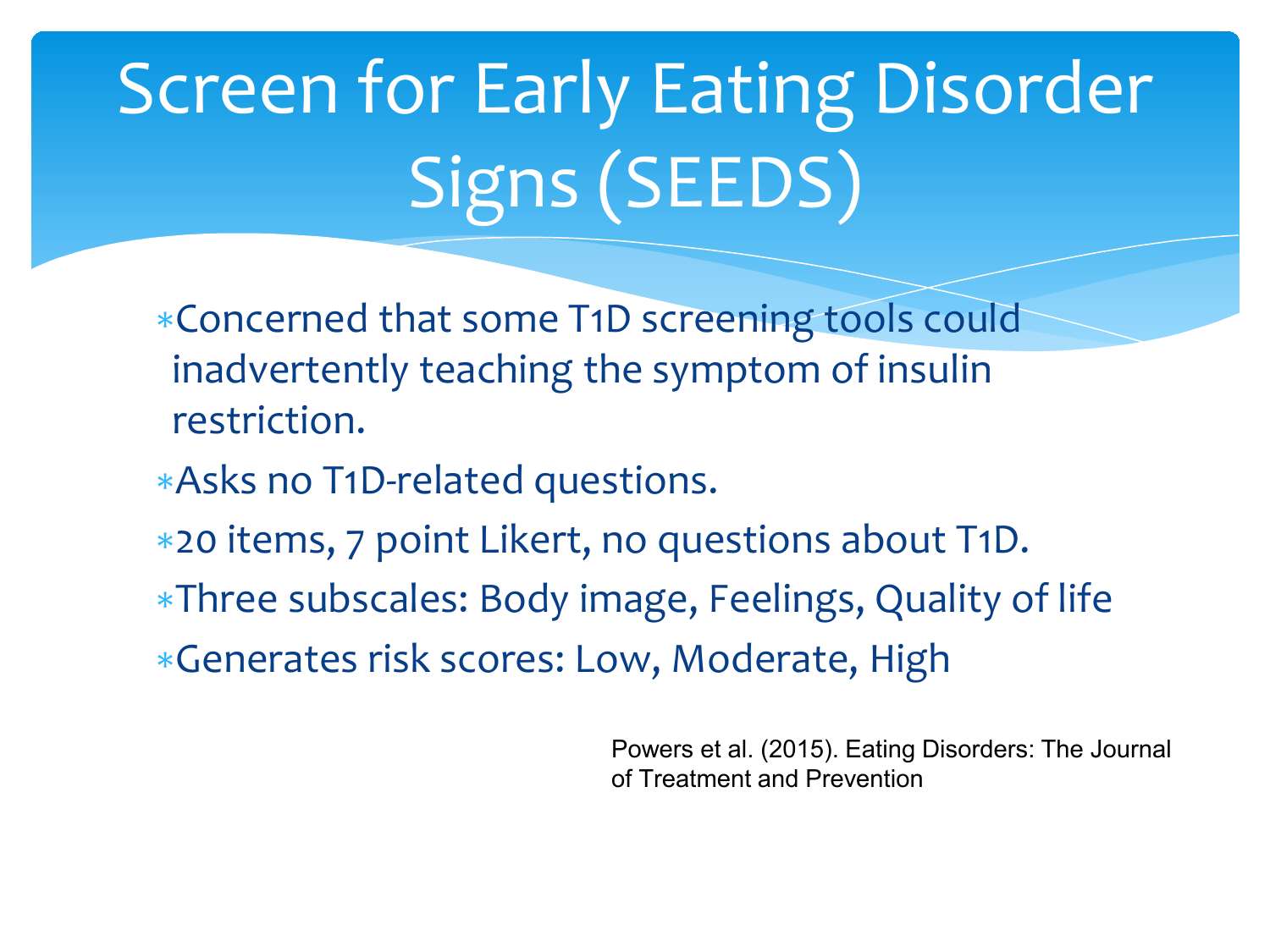# Screen for Early Eating Disorder Signs (SEEDS)

- Concerned that some T1D screening tools could inadvertently teaching the symptom of insulin restriction.
- Asks no T1D-related questions.
- 20 items, 7 point Likert, no questions about T1D.
- Three subscales: Body image, Feelings, Quality of life
- Generates risk scores: Low, Moderate, High

Powers et al. (2015). Eating Disorders: The Journal of Treatment and Prevention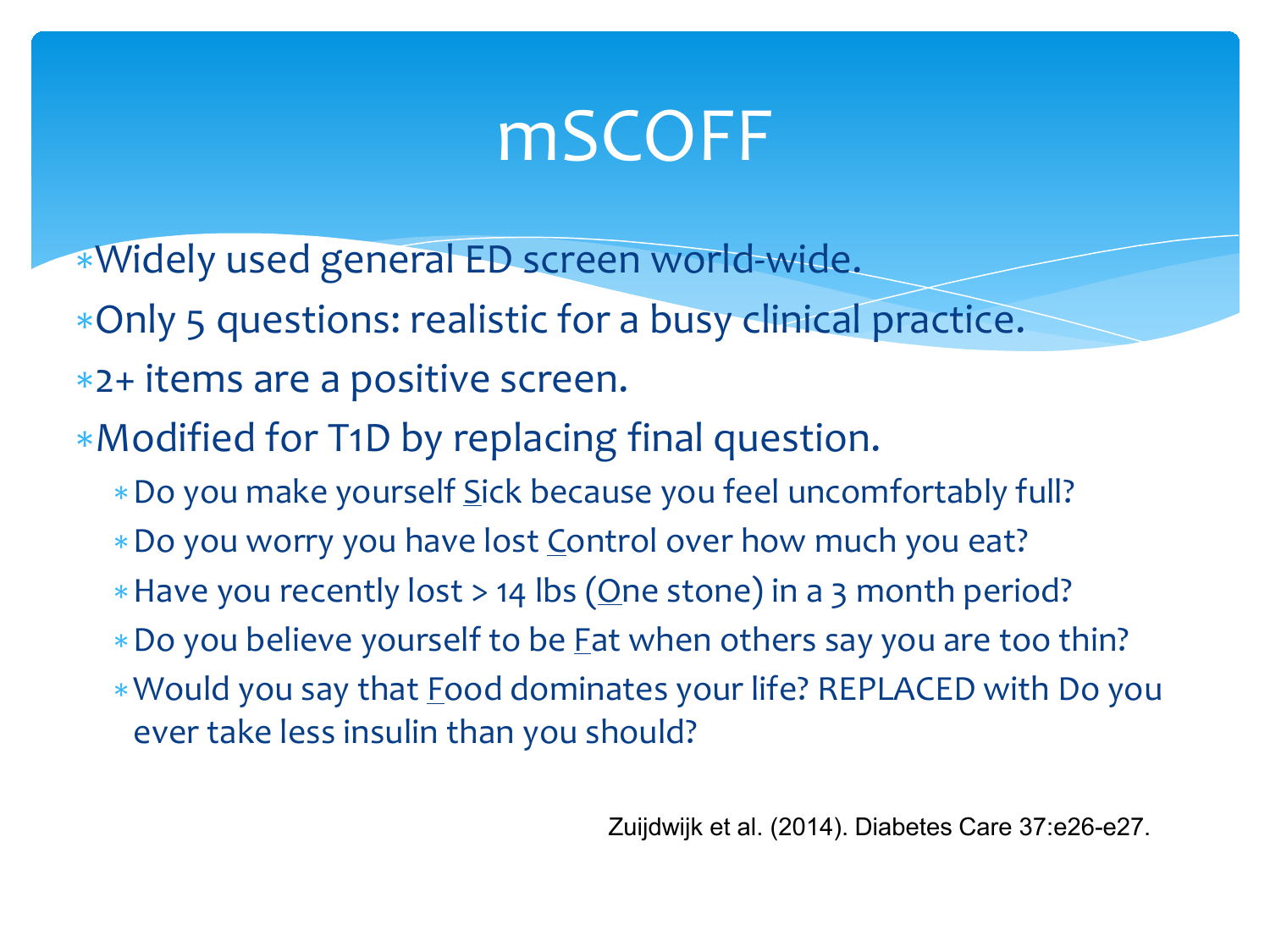# mSCOFF

- Widely used general ED screen world-wide.
- Only 5 questions: realistic for a busy clinical practice.
- 2+ items are a positive screen.
- Modified for T1D by replacing final question.
  - Do you make yourself Sick because you feel uncomfortably full?
  - Do you worry you have lost Control over how much you eat?
  - Have you recently lost > 14 lbs (One stone) in a 3 month period?
  - Do you believe yourself to be Fat when others say you are too thin?
  - Would you say that Food dominates your life? REPLACED with Do you ever take less insulin than you should?

Zuijdwijk et al. (2014). Diabetes Care 37:e26-e27.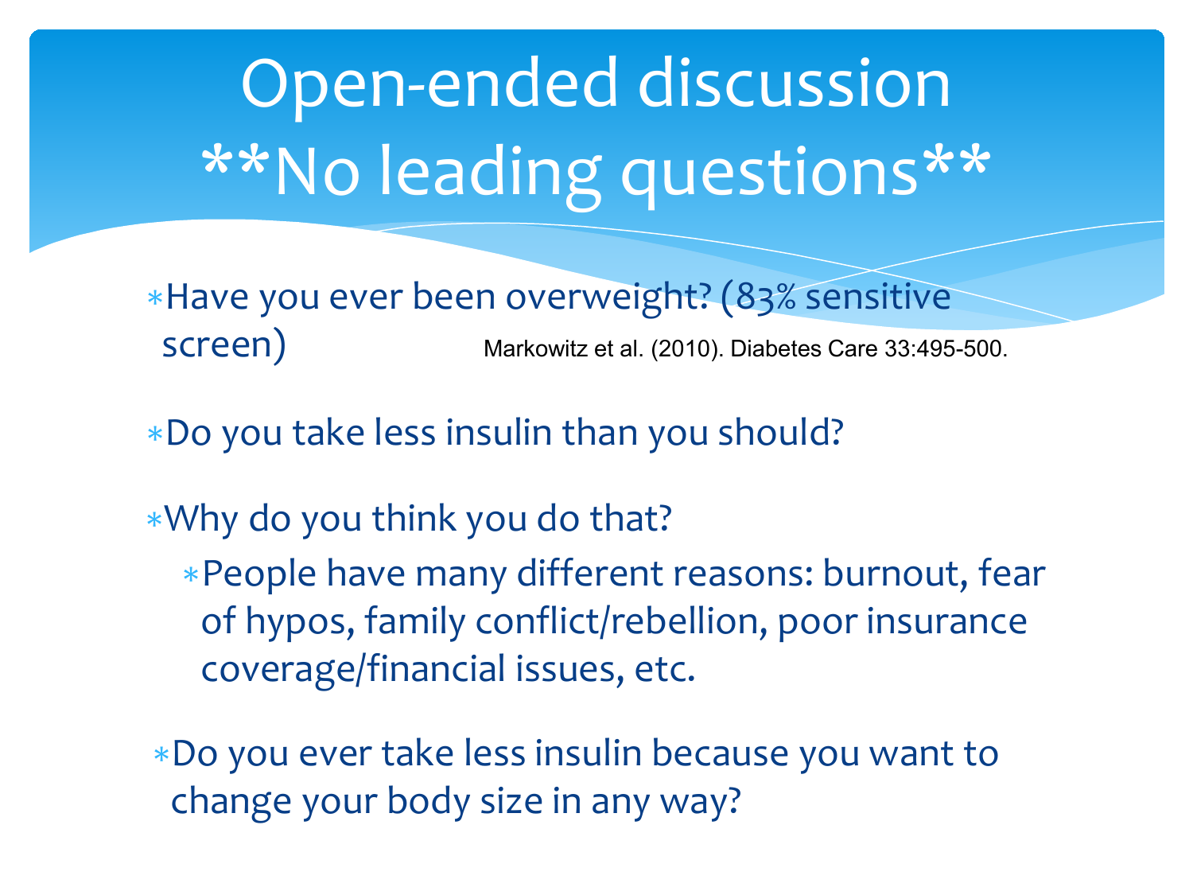# Open-ended discussion **No leading questions**

- Have you ever been overweight? (83% sensitive screen) Markowitz et al. (2010). Diabetes Care 33:495-500.

- Do you take less insulin than you should?

- Why do you think you do that?
  - People have many different reasons: burnout, fear of hypos, family conflict/rebellion, poor insurance coverage/financial issues, etc.

- Do you ever take less insulin because you want to change your body size in any way?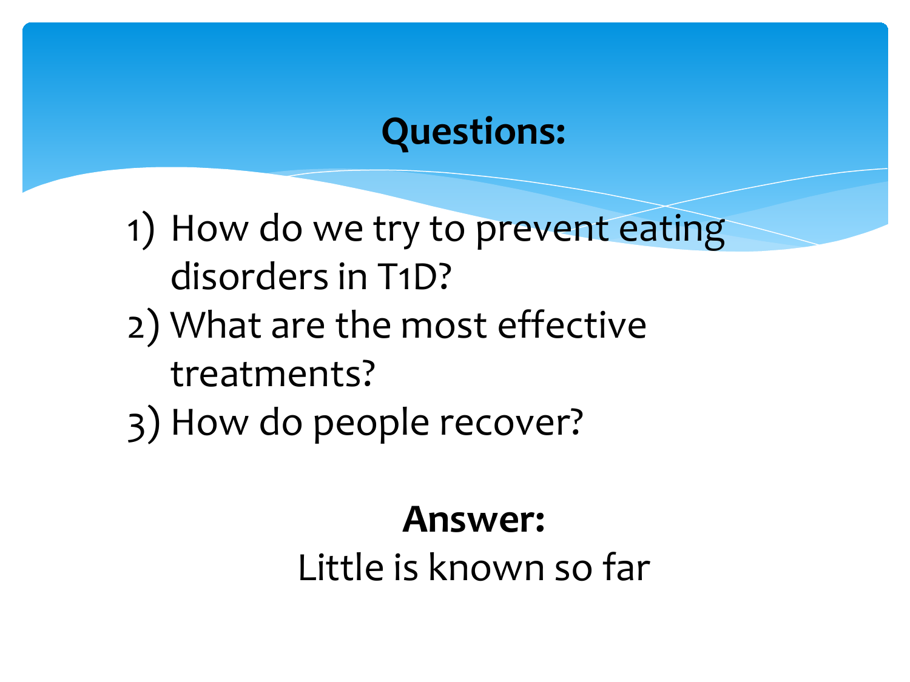# Questions:

1) How do we try to prevent eating disorders in T1D?
2) What are the most effective treatments?
3) How do people recover?

**Answer:**

Little is known so far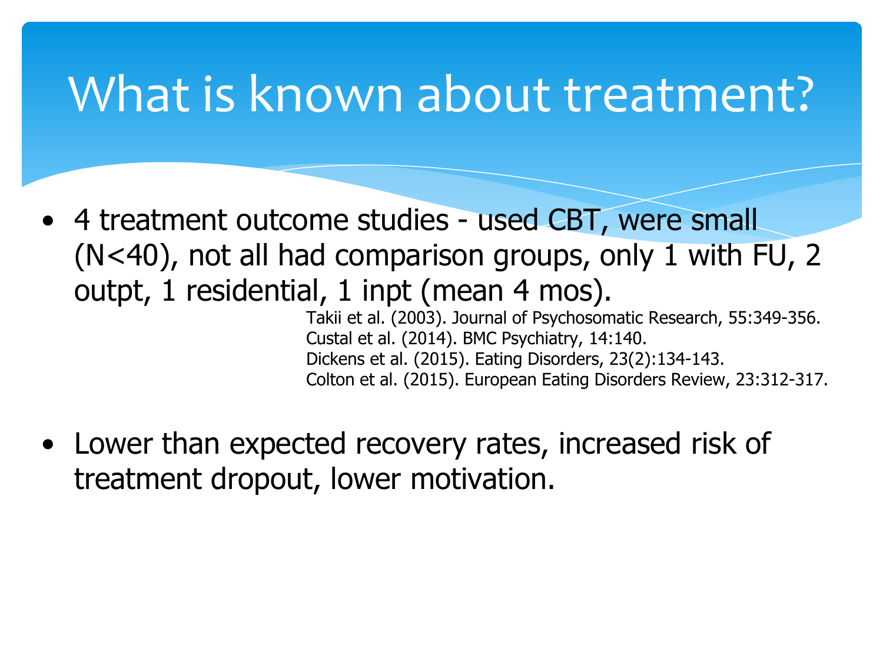# What is known about treatment?

- 4 treatment outcome studies - used CBT, were small (N<40), not all had comparison groups, only 1 with FU, 2 outpt, 1 residential, 1 inpt (mean 4 mos).

  Takii et al. (2003). Journal of Psychosomatic Research, 55:349-356.
  Custal et al. (2014). BMC Psychiatry, 14:140.
  Dickens et al. (2015). Eating Disorders, 23(2):134-143.
  Colton et al. (2015). European Eating Disorders Review, 23:312-317.

- Lower than expected recovery rates, increased risk of treatment dropout, lower motivation.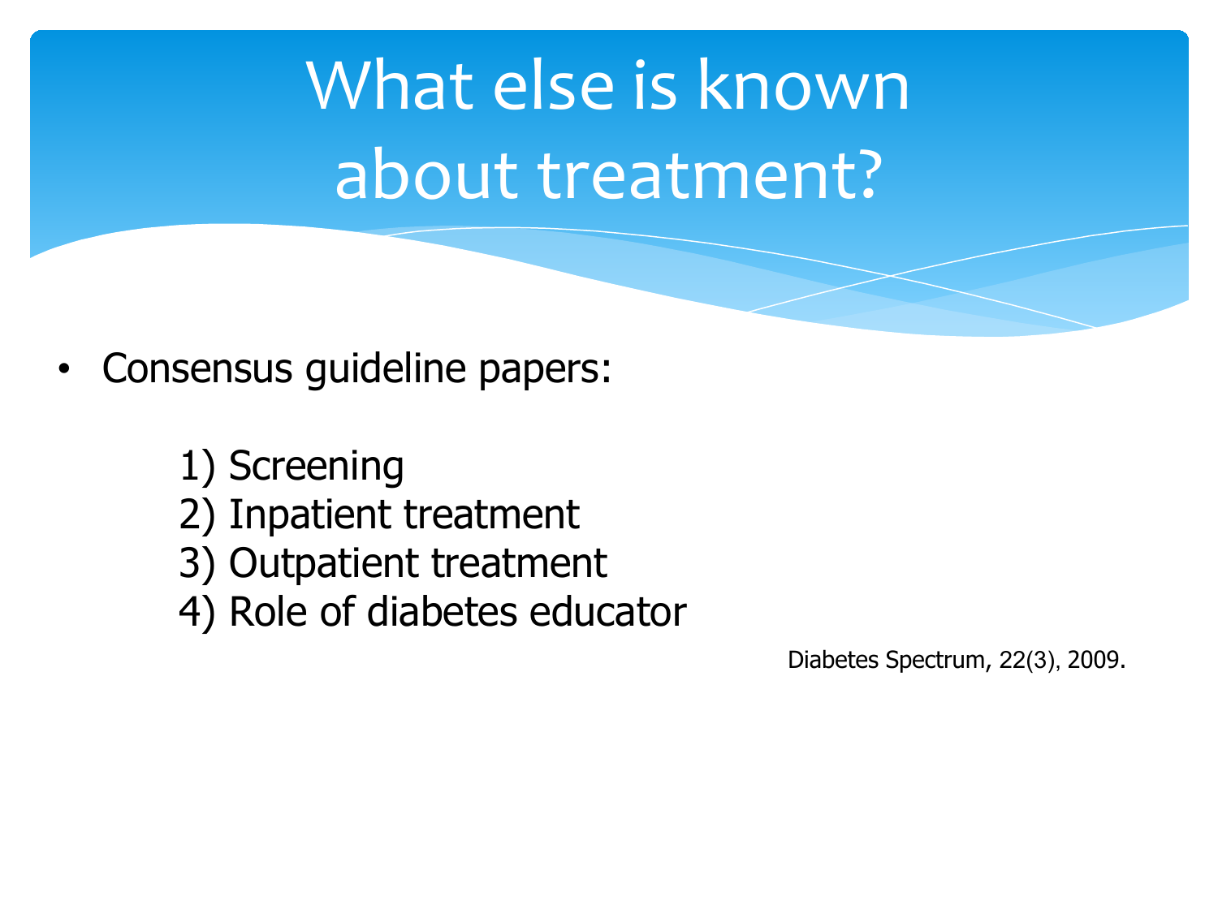# What else is known about treatment?

- Consensus guideline papers:

  1) Screening
  2) Inpatient treatment
  3) Outpatient treatment
  4) Role of diabetes educator

Diabetes Spectrum, 22(3), 2009.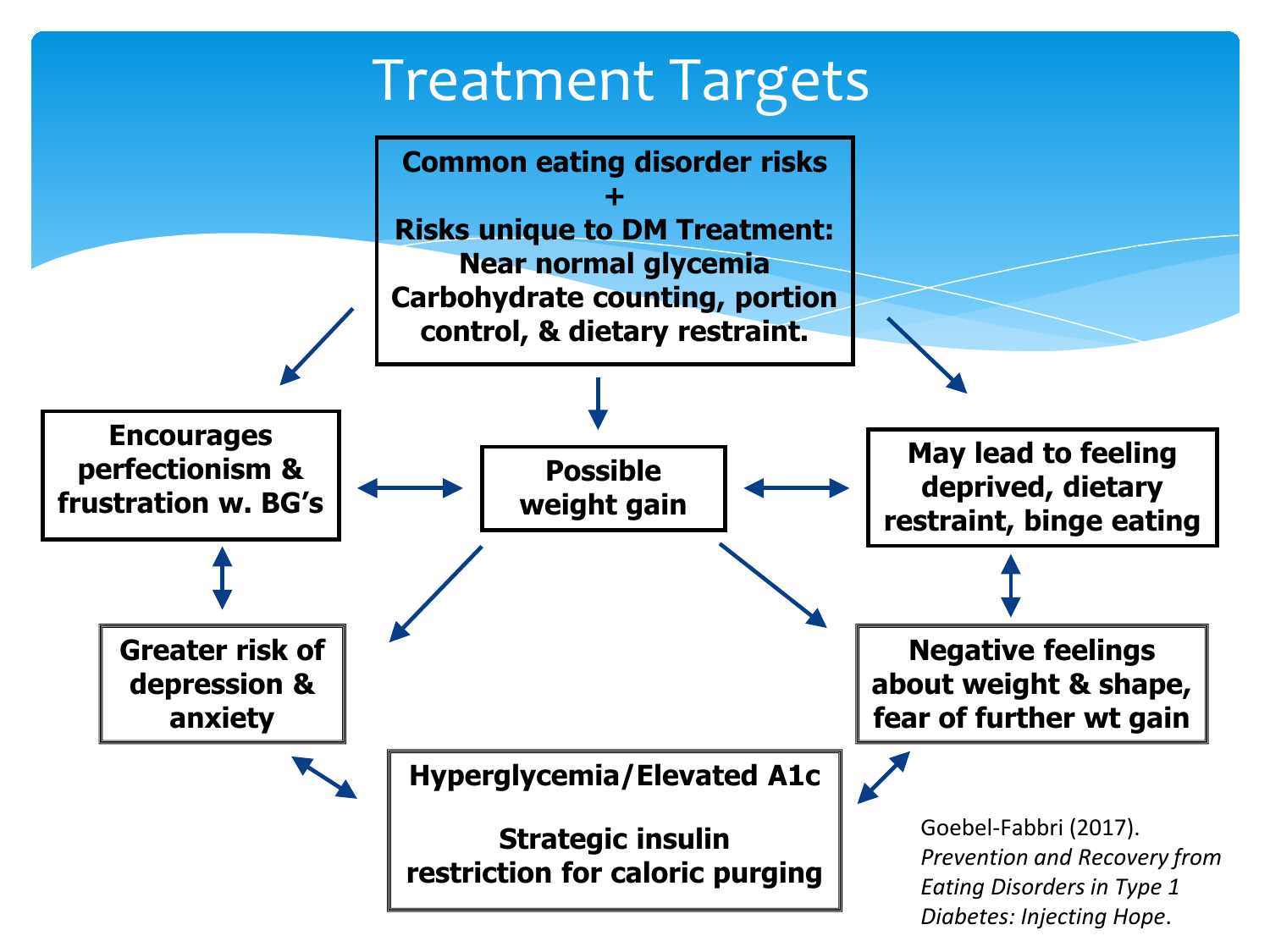# Treatment Targets

**Common eating disorder risks**
**+**
**Risks unique to DM Treatment:**
**Near normal glycemia**
**Carbohydrate counting, portion control, & dietary restraint.**

**Encourages perfectionism & frustration w. BG's**

**Possible weight gain**

**May lead to feeling deprived, dietary restraint, binge eating**

**Greater risk of depression & anxiety**

**Negative feelings about weight & shape, fear of further wt gain**

**Hyperglycemia/Elevated A1c**

**Strategic insulin restriction for caloric purging**

Goebel-Fabbri (2017). *Prevention and Recovery from Eating Disorders in Type 1 Diabetes: Injecting Hope*.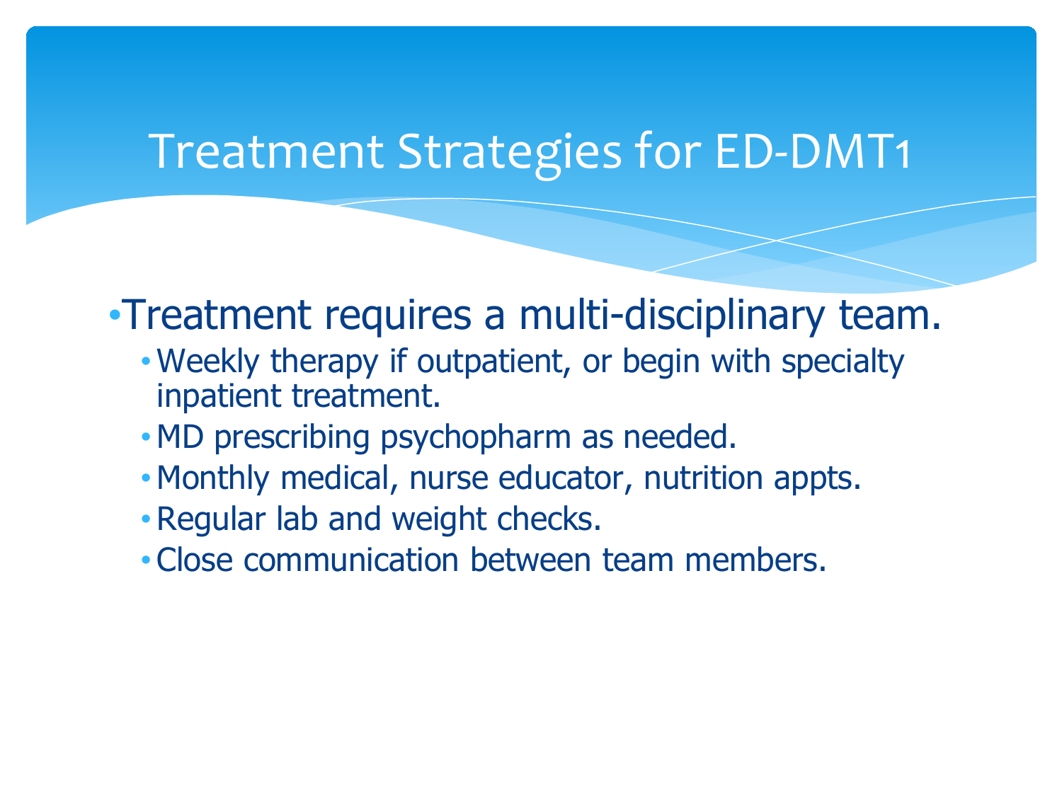# Treatment Strategies for ED-DMT1

- Treatment requires a multi-disciplinary team.
  - Weekly therapy if outpatient, or begin with specialty inpatient treatment.
  - MD prescribing psychopharm as needed.
  - Monthly medical, nurse educator, nutrition appts.
  - Regular lab and weight checks.
  - Close communication between team members.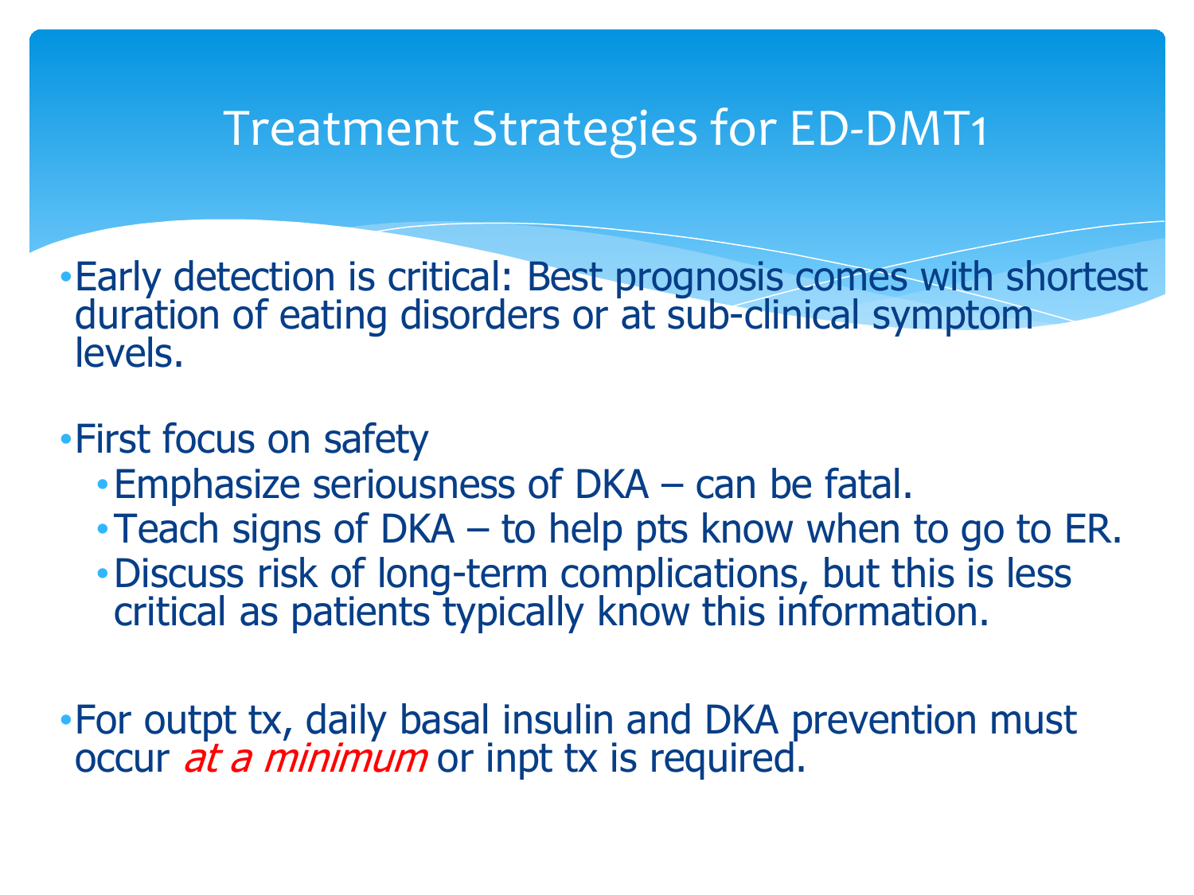# Treatment Strategies for ED-DMT1

- Early detection is critical: Best prognosis comes with shortest duration of eating disorders or at sub-clinical symptom levels.

- First focus on safety
  - Emphasize seriousness of DKA – can be fatal.
  - Teach signs of DKA – to help pts know when to go to ER.
  - Discuss risk of long-term complications, but this is less critical as patients typically know this information.

- For outpt tx, daily basal insulin and DKA prevention must occur *at a minimum* or inpt tx is required.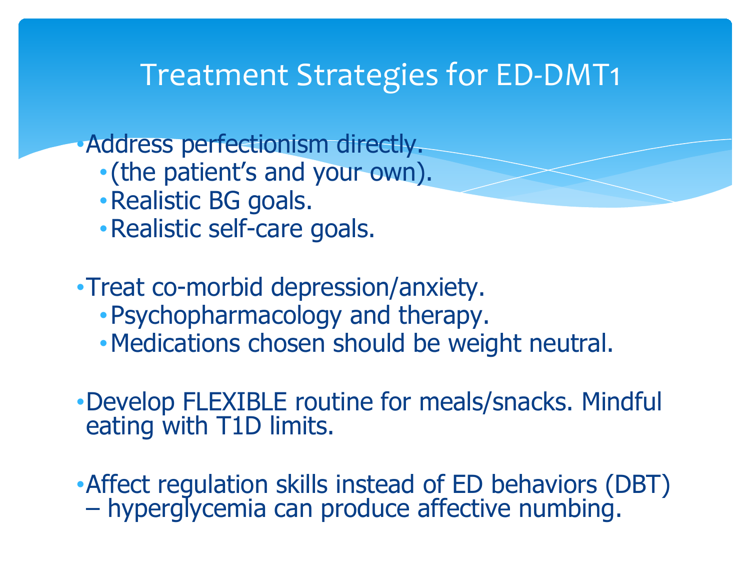# Treatment Strategies for ED-DMT1

- Address perfectionism directly.
  - (the patient's and your own).
  - Realistic BG goals.
  - Realistic self-care goals.

- Treat co-morbid depression/anxiety.
  - Psychopharmacology and therapy.
  - Medications chosen should be weight neutral.

- Develop FLEXIBLE routine for meals/snacks. Mindful eating with T1D limits.

- Affect regulation skills instead of ED behaviors (DBT) – hyperglycemia can produce affective numbing.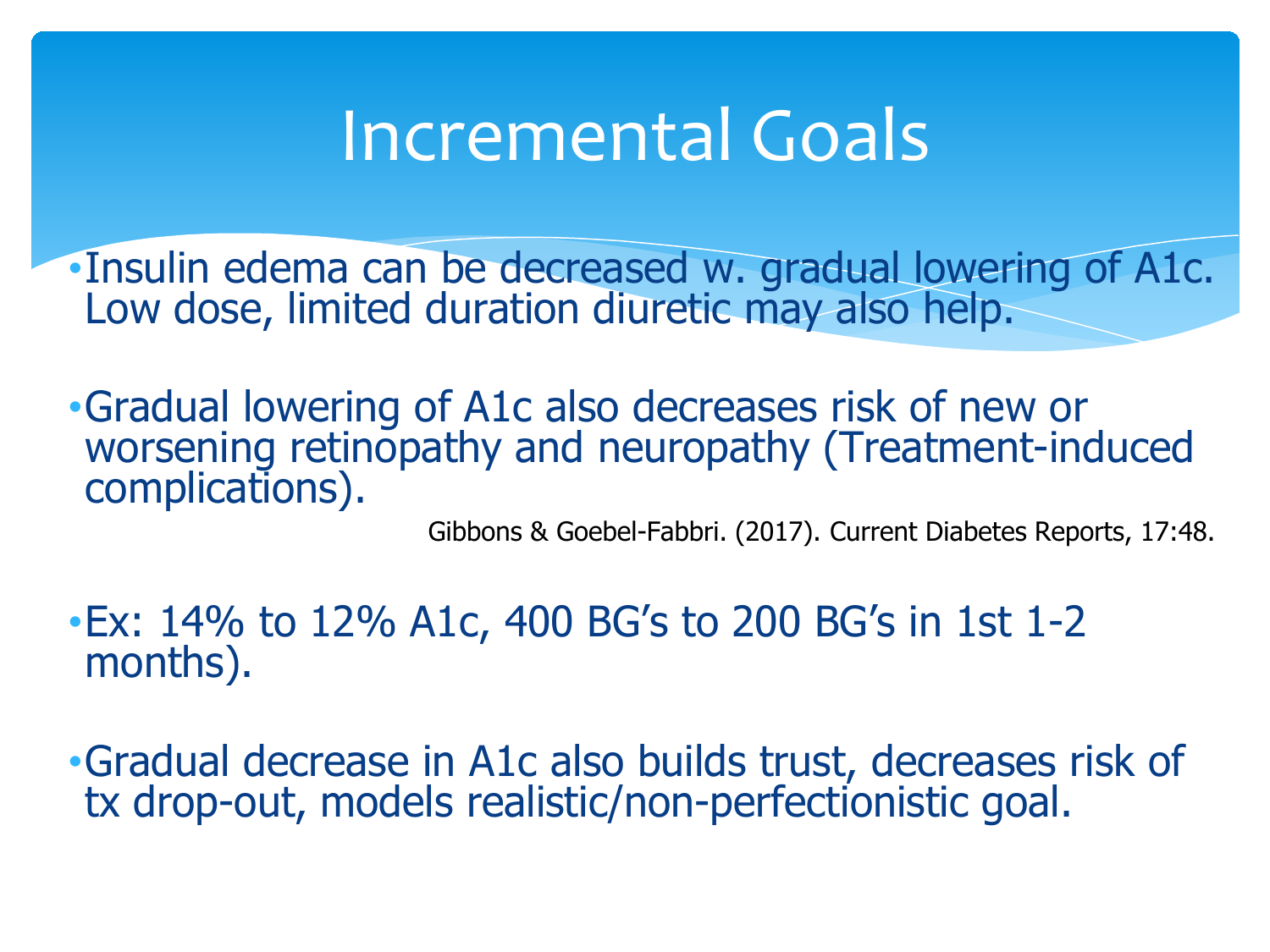# Incremental Goals

- Insulin edema can be decreased w. gradual lowering of A1c. Low dose, limited duration diuretic may also help.

- Gradual lowering of A1c also decreases risk of new or worsening retinopathy and neuropathy (Treatment-induced complications).

Gibbons & Goebel-Fabbri. (2017). Current Diabetes Reports, 17:48.

- Ex: 14% to 12% A1c, 400 BG's to 200 BG's in 1st 1-2 months).

- Gradual decrease in A1c also builds trust, decreases risk of tx drop-out, models realistic/non-perfectionistic goal.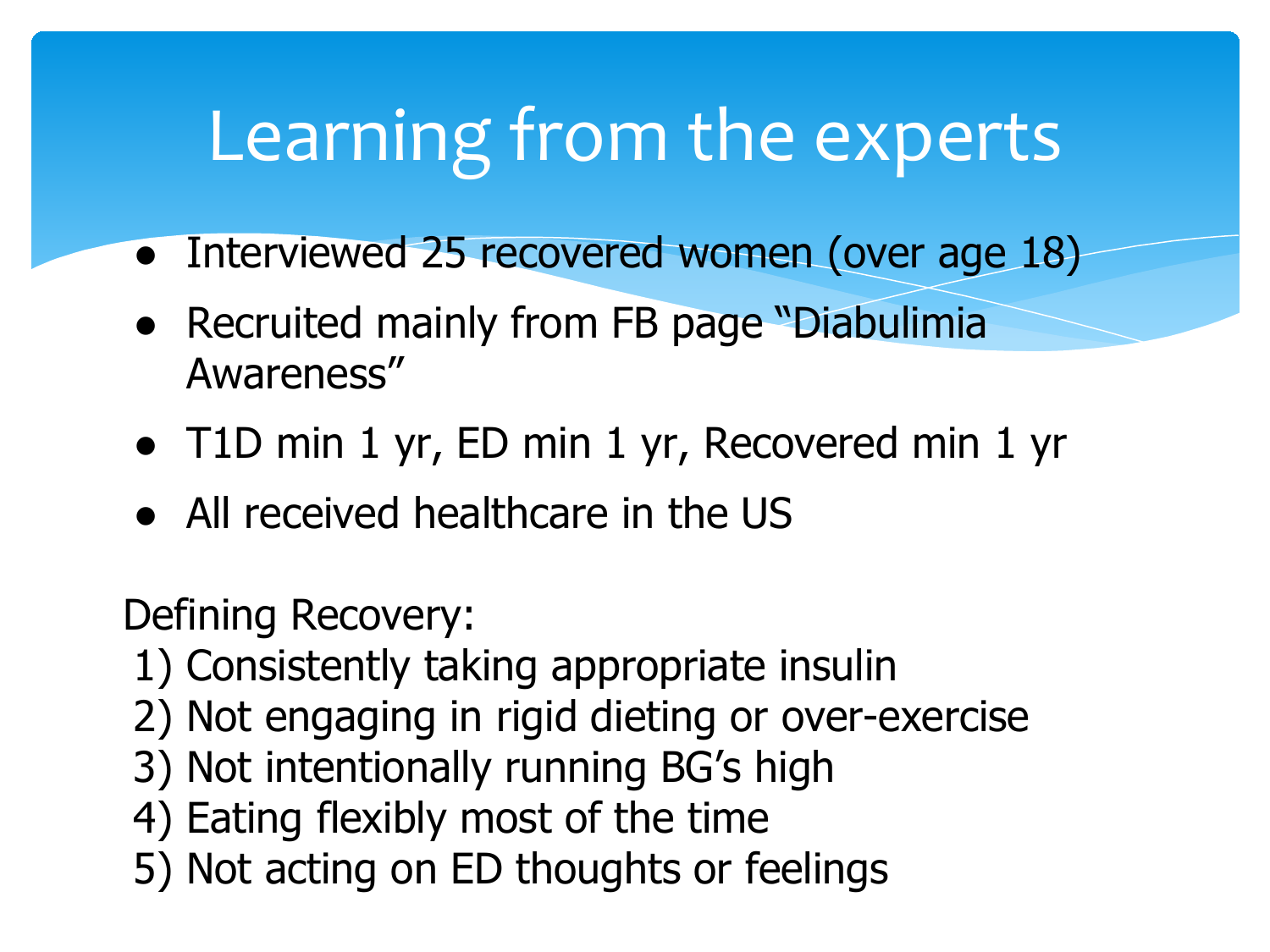# Learning from the experts

- Interviewed 25 recovered women (over age 18)
- Recruited mainly from FB page "Diabulimia Awareness"
- T1D min 1 yr, ED min 1 yr, Recovered min 1 yr
- All received healthcare in the US

Defining Recovery:

1) Consistently taking appropriate insulin
2) Not engaging in rigid dieting or over-exercise
3) Not intentionally running BG's high
4) Eating flexibly most of the time
5) Not acting on ED thoughts or feelings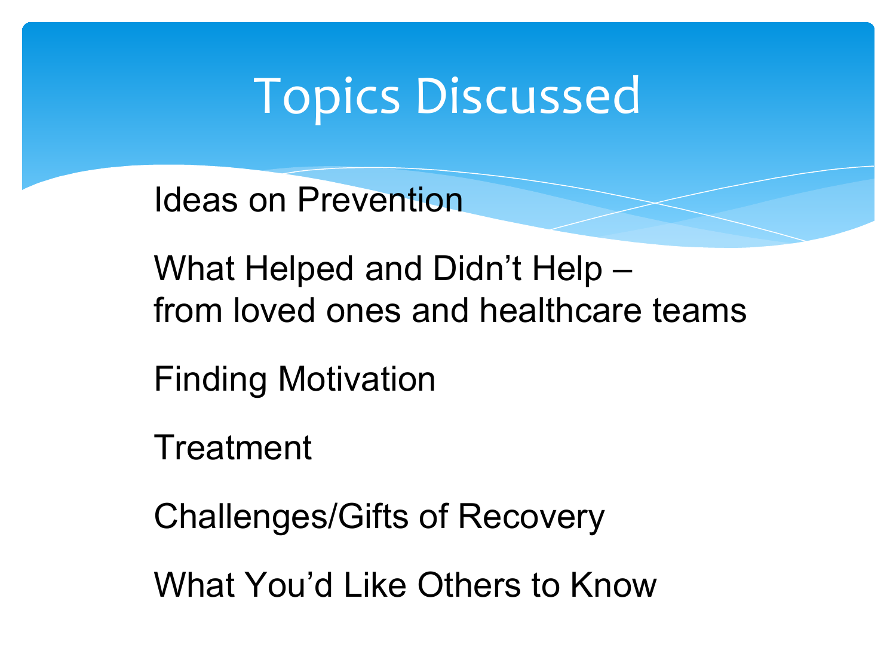# Topics Discussed

Ideas on Prevention

What Helped and Didn't Help –
from loved ones and healthcare teams

Finding Motivation

Treatment

Challenges/Gifts of Recovery

What You'd Like Others to Know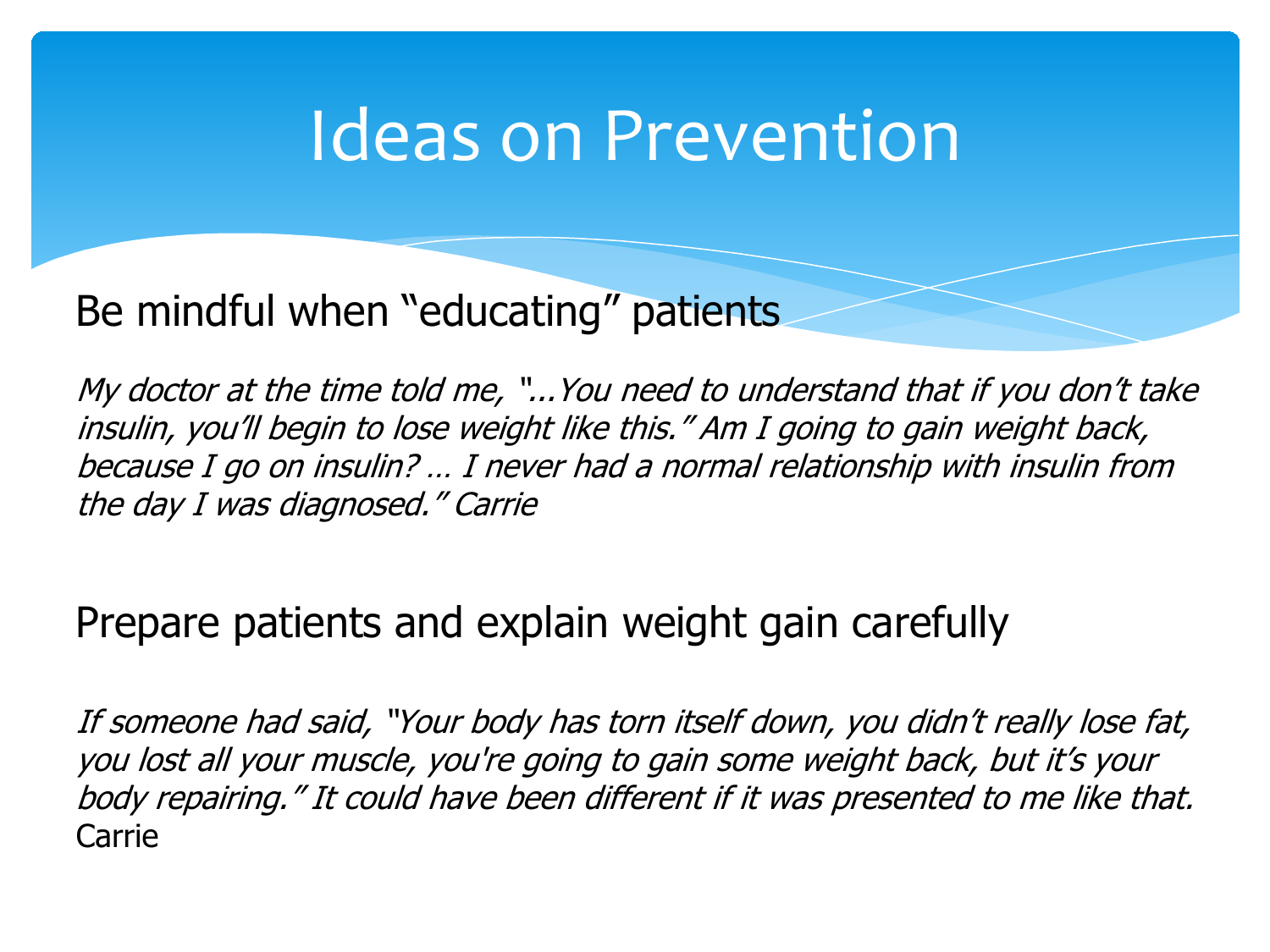# Ideas on Prevention

## Be mindful when "educating" patients

*My doctor at the time told me, "...You need to understand that if you don't take insulin, you'll begin to lose weight like this." Am I going to gain weight back, because I go on insulin? … I never had a normal relationship with insulin from the day I was diagnosed." Carrie*

## Prepare patients and explain weight gain carefully

*If someone had said, "Your body has torn itself down, you didn't really lose fat, you lost all your muscle, you're going to gain some weight back, but it's your body repairing." It could have been different if it was presented to me like that.* Carrie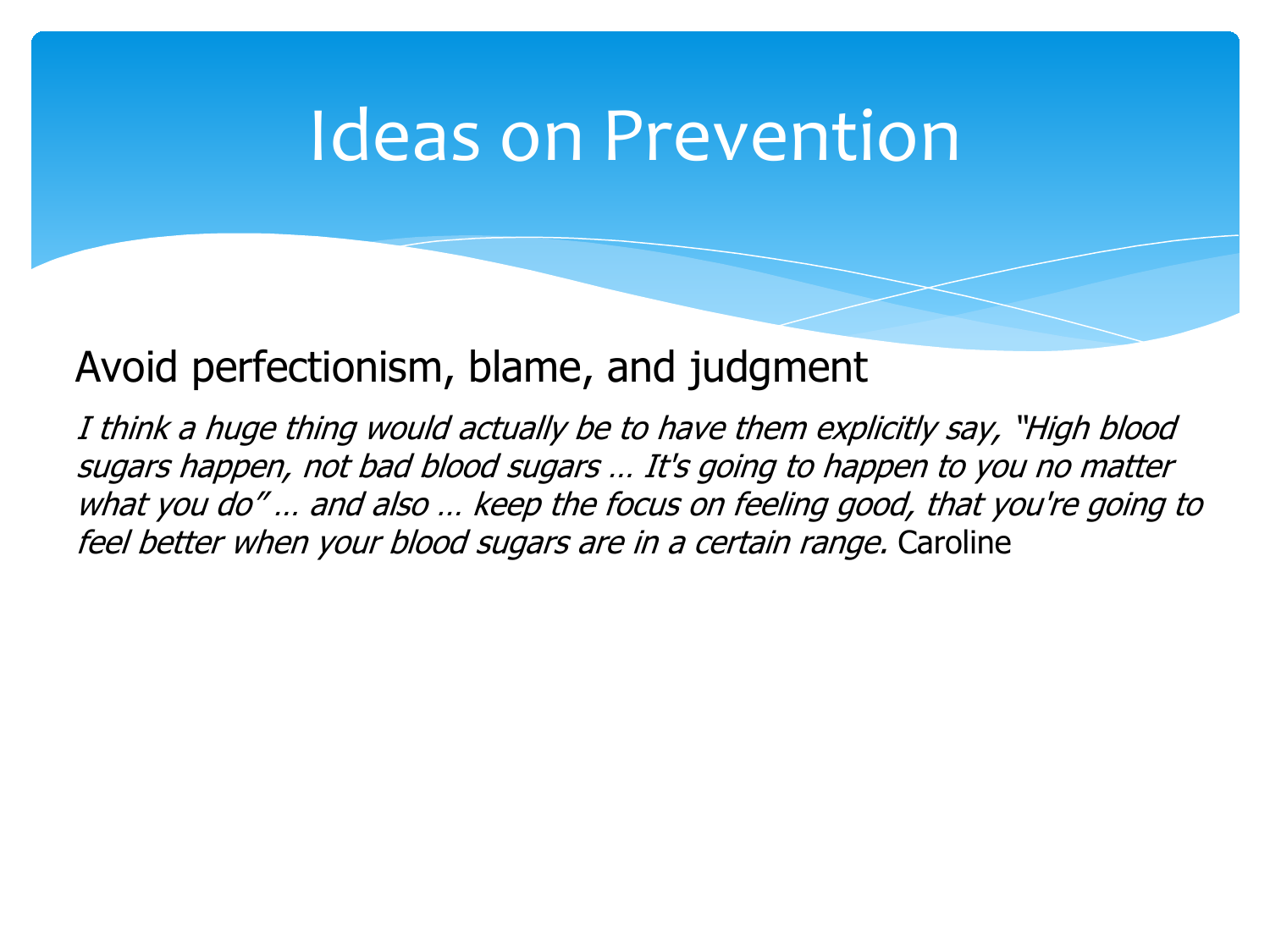# Ideas on Prevention

## Avoid perfectionism, blame, and judgment

*I think a huge thing would actually be to have them explicitly say, "High blood sugars happen, not bad blood sugars … It's going to happen to you no matter what you do" … and also … keep the focus on feeling good, that you're going to feel better when your blood sugars are in a certain range.* Caroline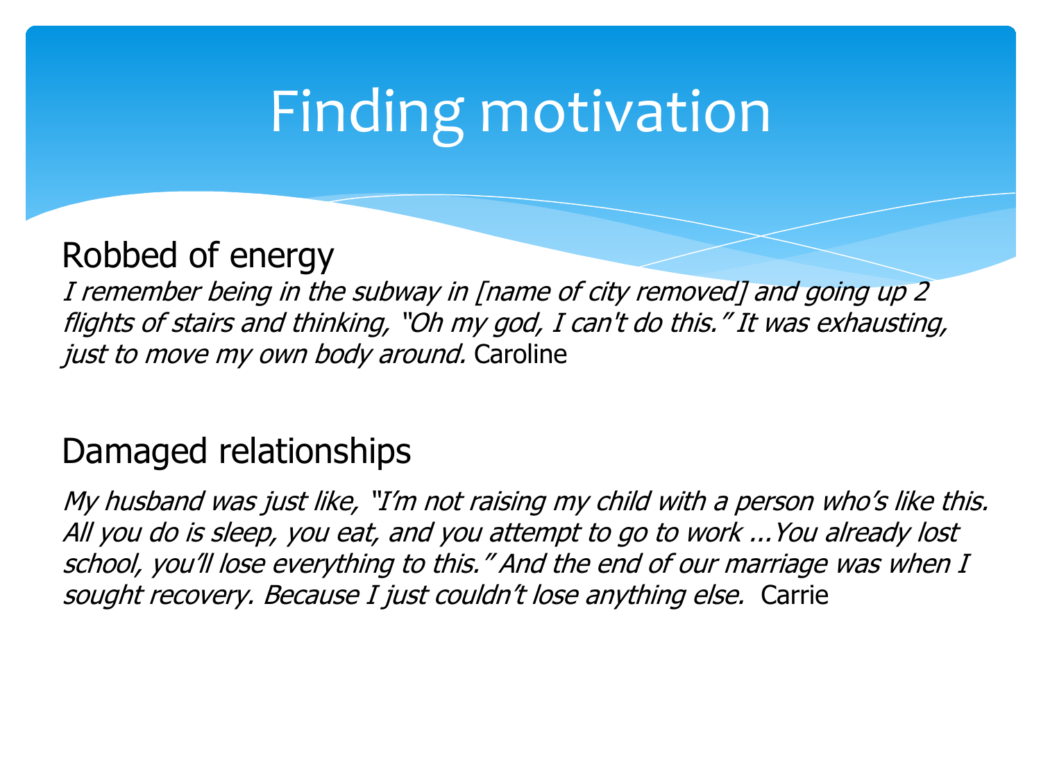# Finding motivation

## Robbed of energy

*I remember being in the subway in [name of city removed] and going up 2 flights of stairs and thinking, "Oh my god, I can't do this." It was exhausting, just to move my own body around.* Caroline

## Damaged relationships

*My husband was just like, "I'm not raising my child with a person who's like this. All you do is sleep, you eat, and you attempt to go to work ...You already lost school, you'll lose everything to this." And the end of our marriage was when I sought recovery. Because I just couldn't lose anything else.* Carrie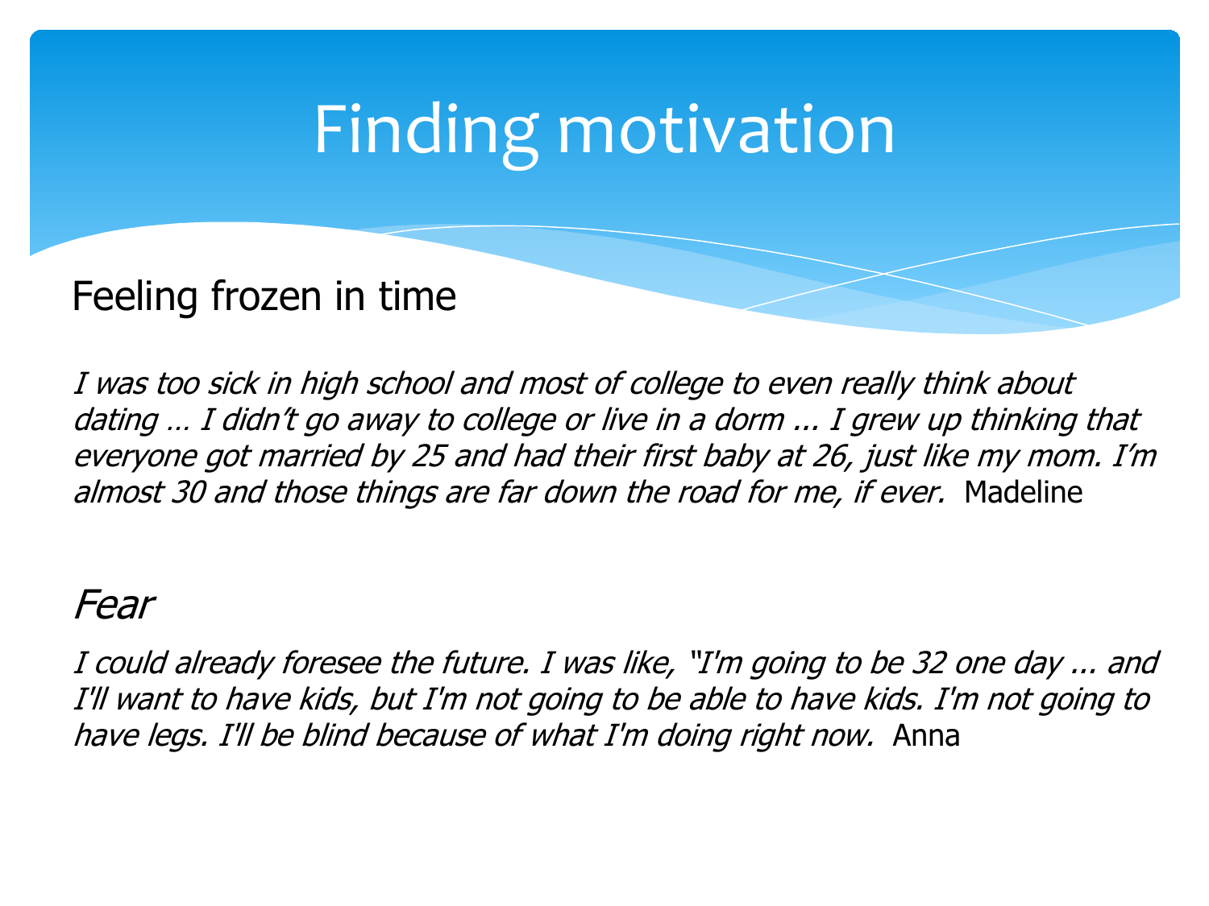# Finding motivation

## Feeling frozen in time

*I was too sick in high school and most of college to even really think about dating … I didn't go away to college or live in a dorm ... I grew up thinking that everyone got married by 25 and had their first baby at 26, just like my mom. I'm almost 30 and those things are far down the road for me, if ever.* Madeline

## *Fear*

*I could already foresee the future. I was like, "I'm going to be 32 one day ... and I'll want to have kids, but I'm not going to be able to have kids. I'm not going to have legs. I'll be blind because of what I'm doing right now.* Anna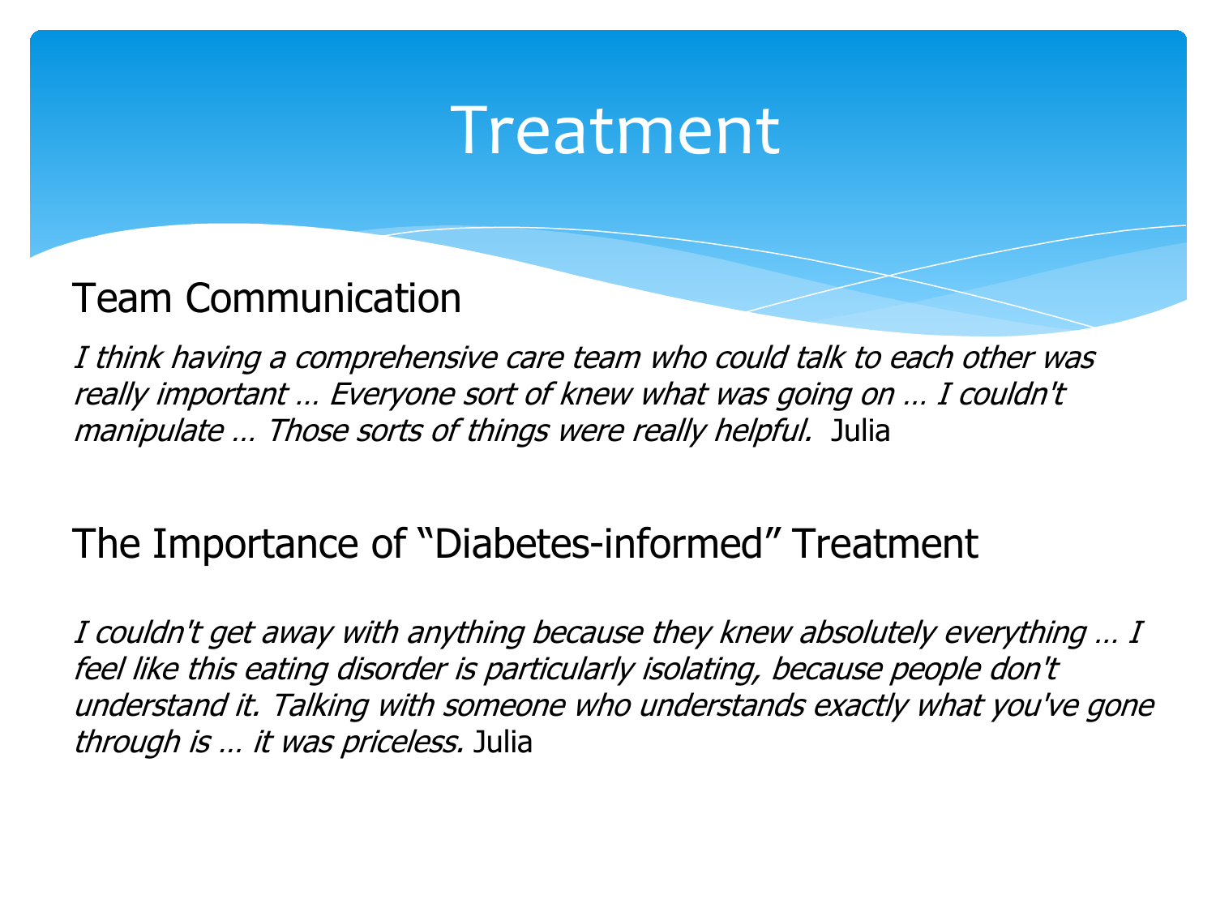# Treatment

## Team Communication

*I think having a comprehensive care team who could talk to each other was really important … Everyone sort of knew what was going on … I couldn't manipulate … Those sorts of things were really helpful.* Julia

## The Importance of "Diabetes-informed" Treatment

*I couldn't get away with anything because they knew absolutely everything … I feel like this eating disorder is particularly isolating, because people don't understand it. Talking with someone who understands exactly what you've gone through is … it was priceless.* Julia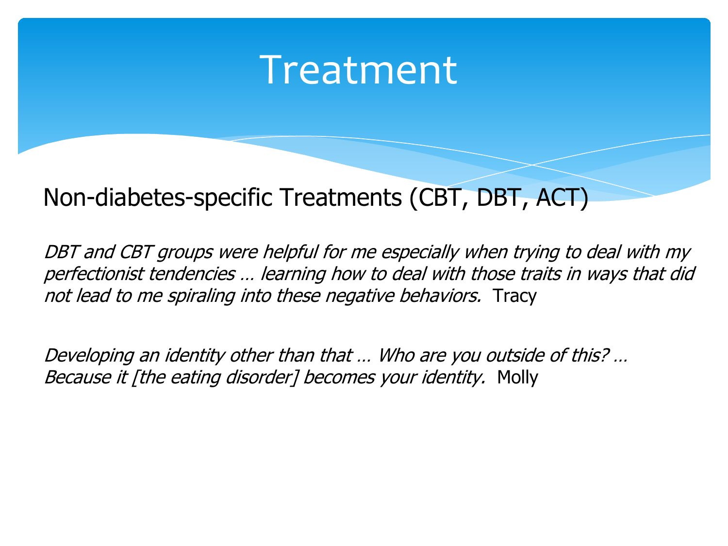# Treatment

## Non-diabetes-specific Treatments (CBT, DBT, ACT)

*DBT and CBT groups were helpful for me especially when trying to deal with my perfectionist tendencies … learning how to deal with those traits in ways that did not lead to me spiraling into these negative behaviors.* Tracy

*Developing an identity other than that … Who are you outside of this? … Because it [the eating disorder] becomes your identity.* Molly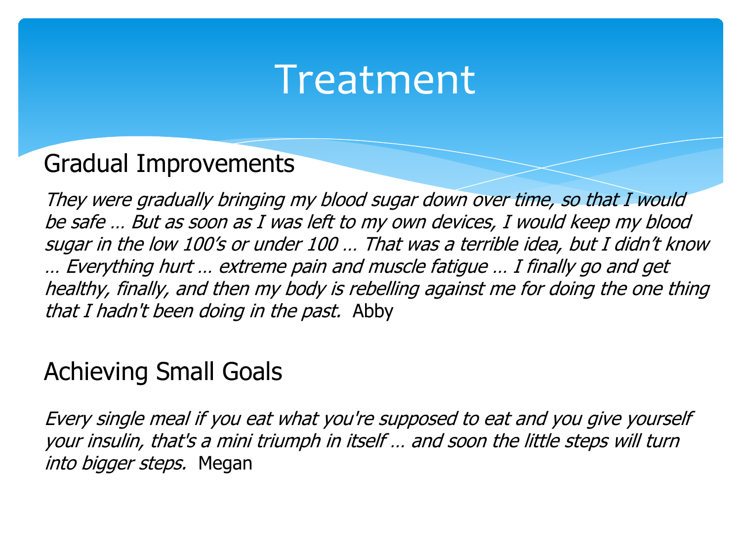# Treatment

## Gradual Improvements

*They were gradually bringing my blood sugar down over time, so that I would be safe … But as soon as I was left to my own devices, I would keep my blood sugar in the low 100's or under 100 … That was a terrible idea, but I didn't know … Everything hurt … extreme pain and muscle fatigue … I finally go and get healthy, finally, and then my body is rebelling against me for doing the one thing that I hadn't been doing in the past.* Abby

## Achieving Small Goals

*Every single meal if you eat what you're supposed to eat and you give yourself your insulin, that's a mini triumph in itself … and soon the little steps will turn into bigger steps.* Megan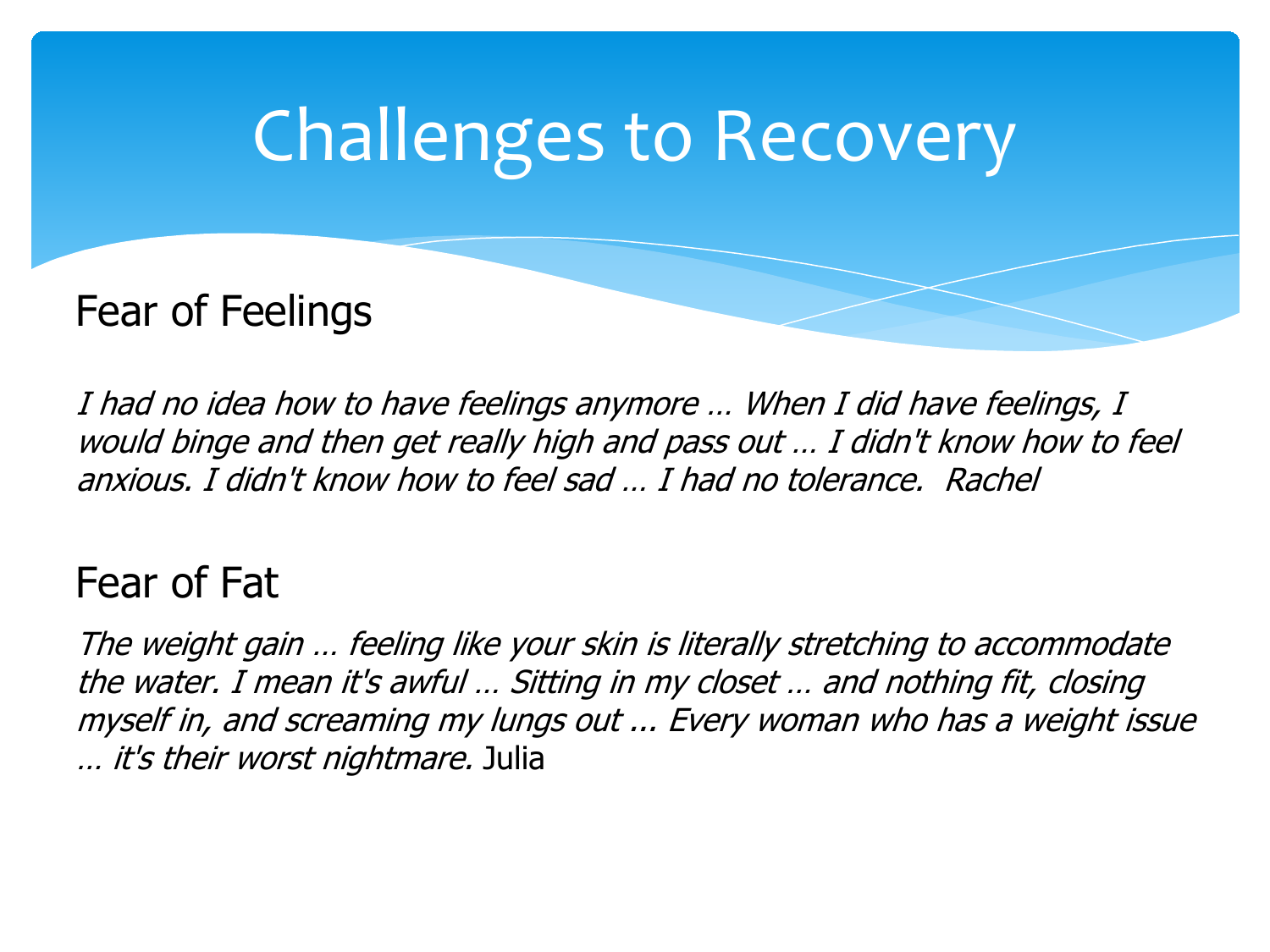# Challenges to Recovery

## Fear of Feelings

*I had no idea how to have feelings anymore … When I did have feelings, I would binge and then get really high and pass out … I didn't know how to feel anxious. I didn't know how to feel sad … I had no tolerance. Rachel*

## Fear of Fat

*The weight gain … feeling like your skin is literally stretching to accommodate the water. I mean it's awful … Sitting in my closet … and nothing fit, closing myself in, and screaming my lungs out ... Every woman who has a weight issue … it's their worst nightmare.* Julia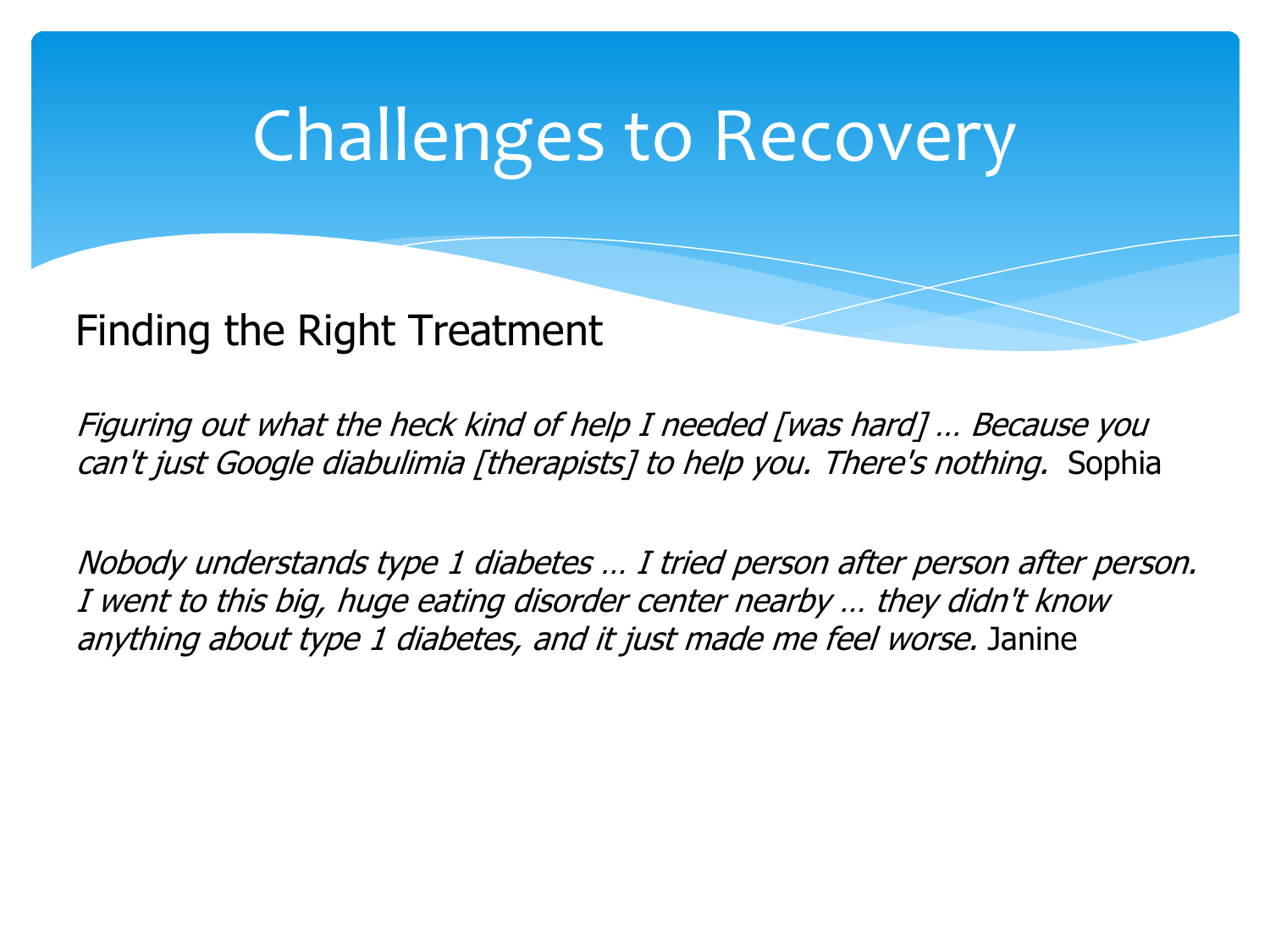# Challenges to Recovery

## Finding the Right Treatment

*Figuring out what the heck kind of help I needed [was hard] … Because you can't just Google diabulimia [therapists] to help you. There's nothing.* Sophia

*Nobody understands type 1 diabetes … I tried person after person after person. I went to this big, huge eating disorder center nearby … they didn't know anything about type 1 diabetes, and it just made me feel worse.* Janine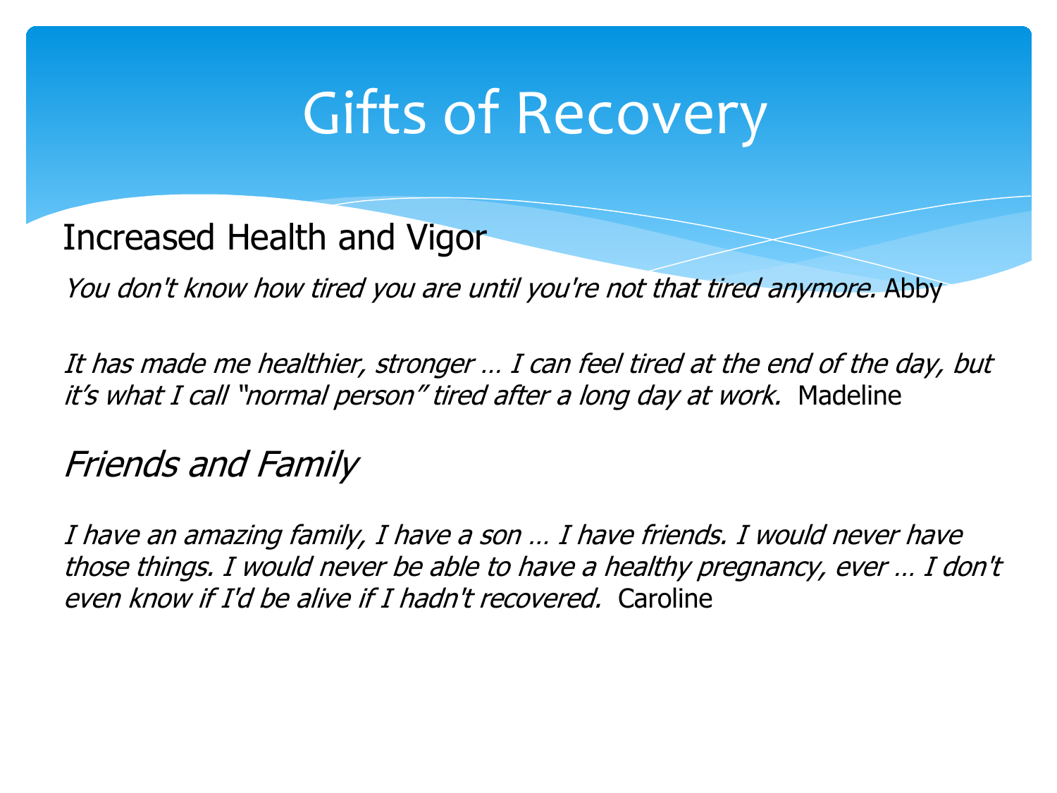# Gifts of Recovery

## Increased Health and Vigor

*You don't know how tired you are until you're not that tired anymore.* Abby

*It has made me healthier, stronger … I can feel tired at the end of the day, but it's what I call "normal person" tired after a long day at work.* Madeline

## *Friends and Family*

*I have an amazing family, I have a son … I have friends. I would never have those things. I would never be able to have a healthy pregnancy, ever … I don't even know if I'd be alive if I hadn't recovered.* Caroline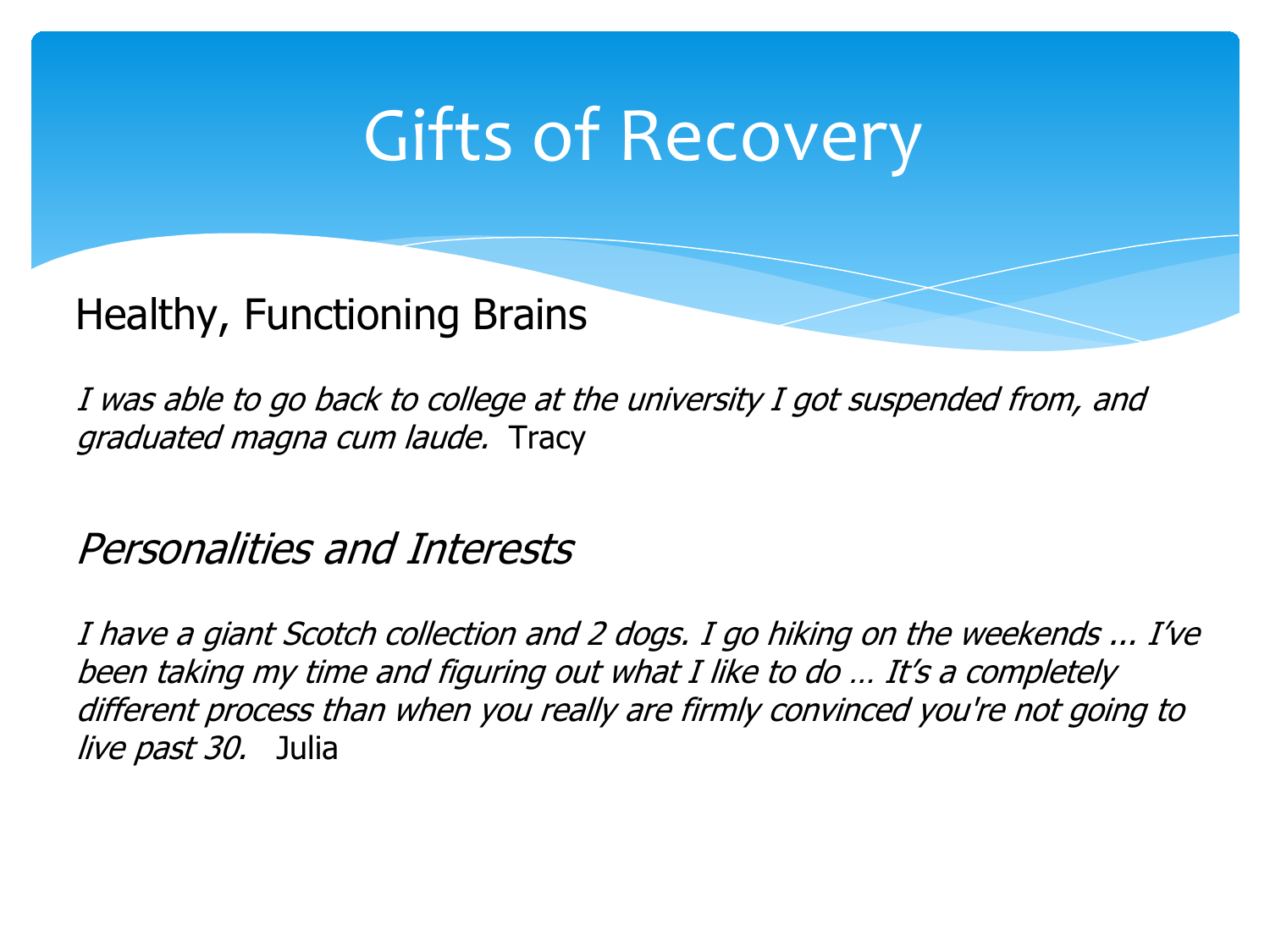# Gifts of Recovery

## Healthy, Functioning Brains

*I was able to go back to college at the university I got suspended from, and graduated magna cum laude.* Tracy

## *Personalities and Interests*

*I have a giant Scotch collection and 2 dogs. I go hiking on the weekends ... I've been taking my time and figuring out what I like to do … It's a completely different process than when you really are firmly convinced you're not going to live past 30.* Julia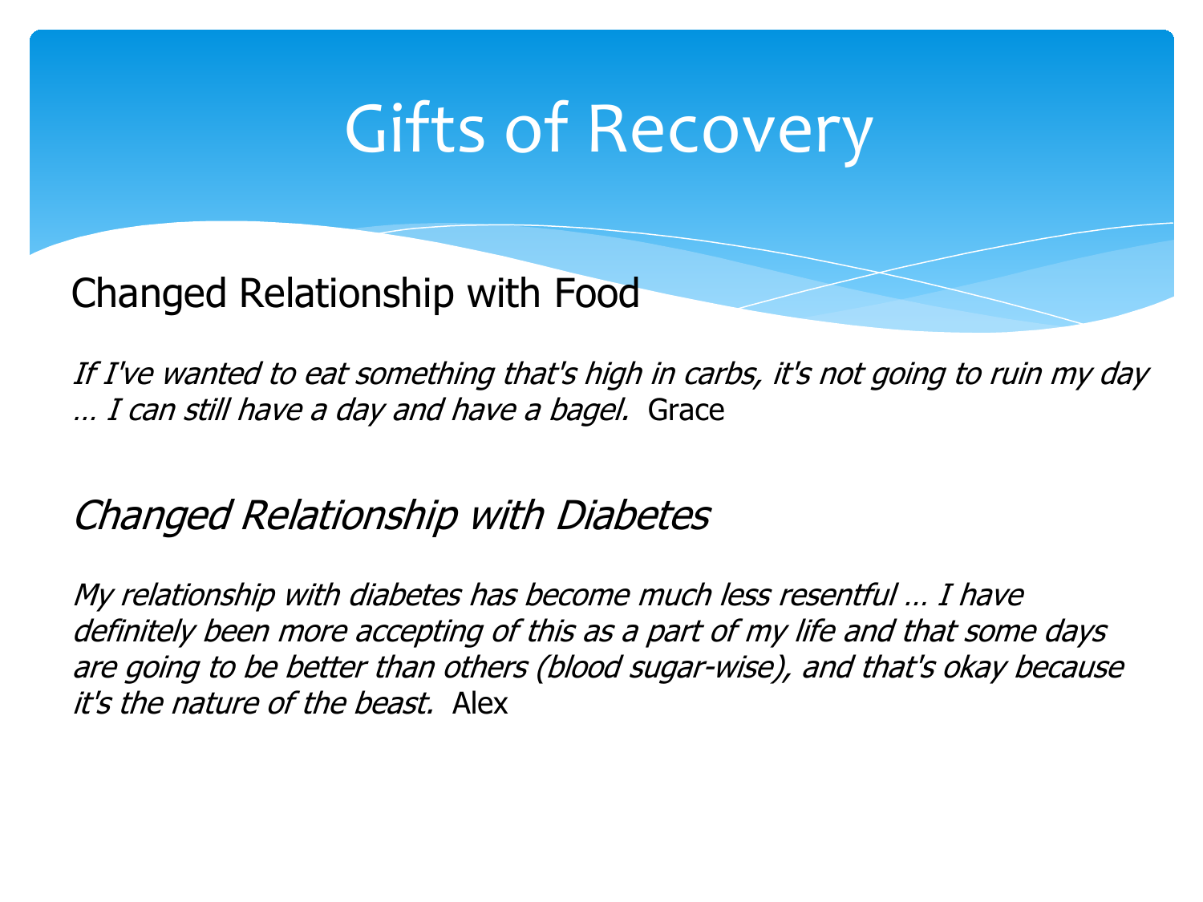# Gifts of Recovery

## Changed Relationship with Food

*If I've wanted to eat something that's high in carbs, it's not going to ruin my day … I can still have a day and have a bagel.* Grace

## *Changed Relationship with Diabetes*

*My relationship with diabetes has become much less resentful … I have definitely been more accepting of this as a part of my life and that some days are going to be better than others (blood sugar-wise), and that's okay because it's the nature of the beast.* Alex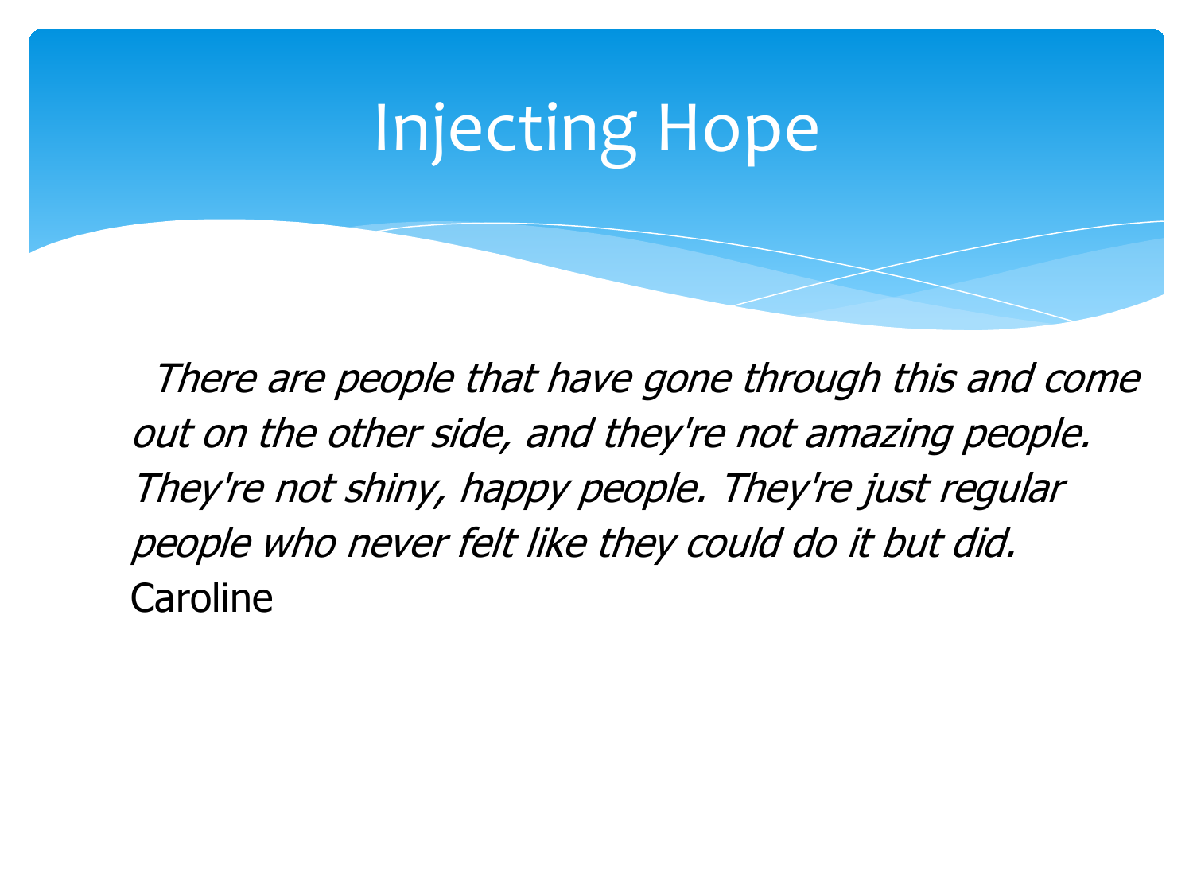# Injecting Hope

*There are people that have gone through this and come out on the other side, and they're not amazing people. They're not shiny, happy people. They're just regular people who never felt like they could do it but did.*

Caroline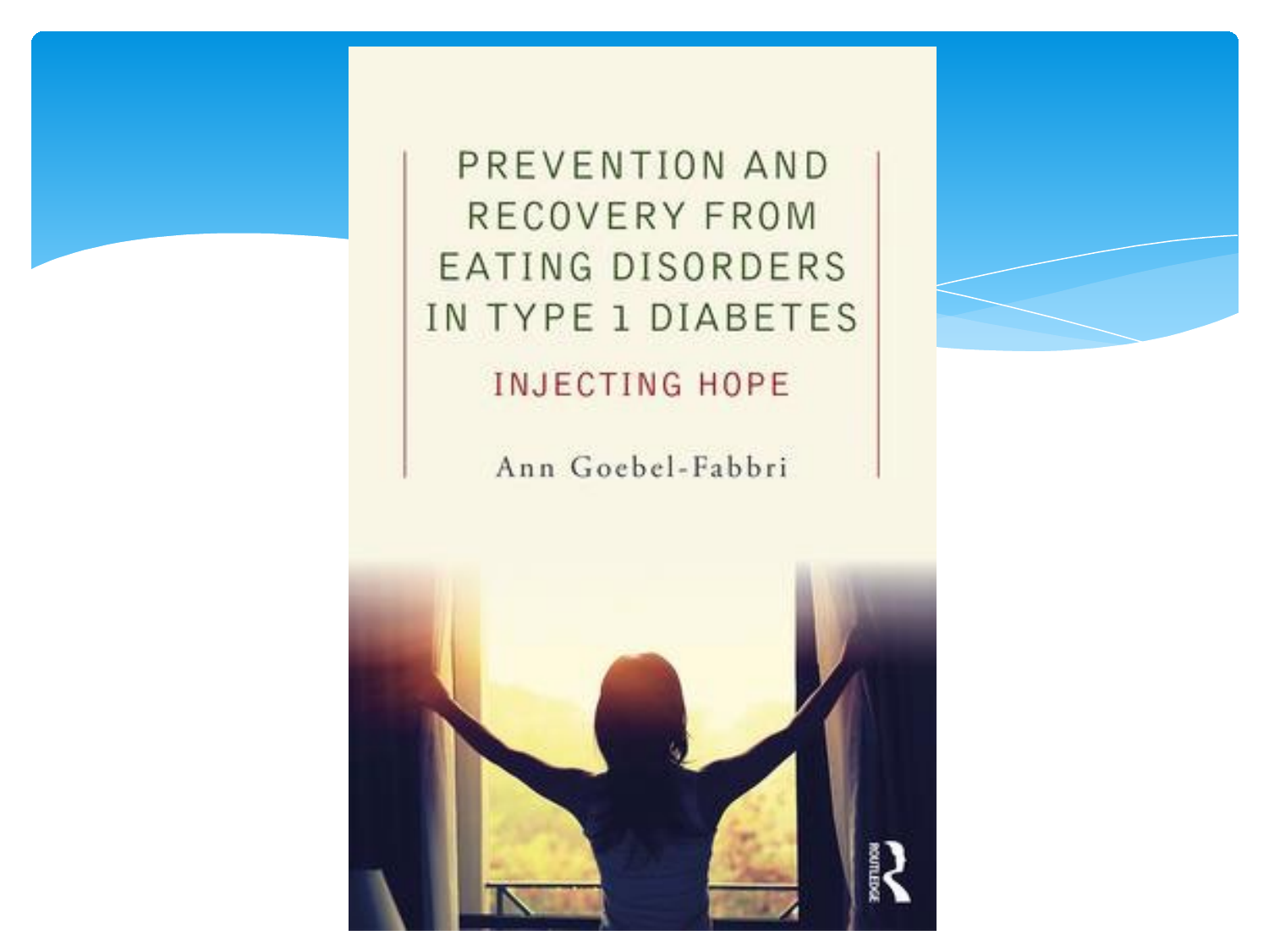PREVENTION AND RECOVERY FROM EATING DISORDERS IN TYPE 1 DIABETES

INJECTING HOPE

Ann Goebel-Fabbri